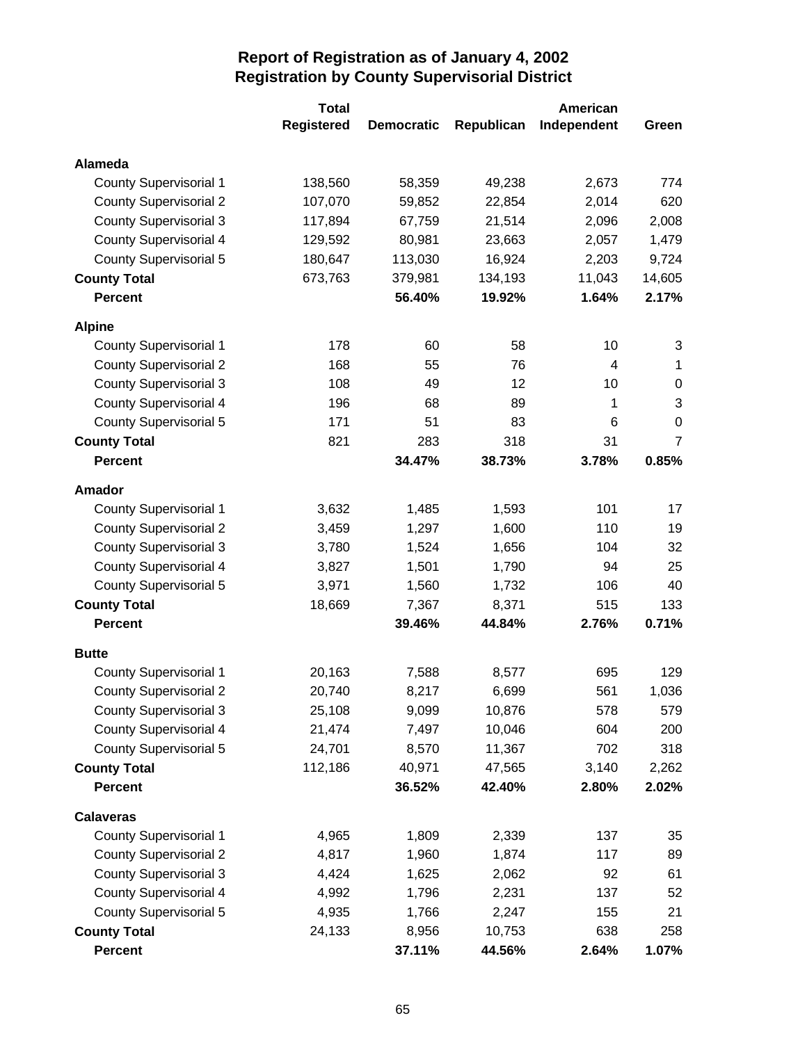# Report of Registration as of January 4, 2002
## Registration by County Supervisorial District

| | Total Registered | Democratic | Republican | American Independent | Green |
|---|---|---|---|---|---|
| **Alameda** | | | | | |
| County Supervisorial 1 | 138,560 | 58,359 | 49,238 | 2,673 | 774 |
| County Supervisorial 2 | 107,070 | 59,852 | 22,854 | 2,014 | 620 |
| County Supervisorial 3 | 117,894 | 67,759 | 21,514 | 2,096 | 2,008 |
| County Supervisorial 4 | 129,592 | 80,981 | 23,663 | 2,057 | 1,479 |
| County Supervisorial 5 | 180,647 | 113,030 | 16,924 | 2,203 | 9,724 |
| **County Total** | 673,763 | 379,981 | 134,193 | 11,043 | 14,605 |
| **Percent** | | **56.40%** | **19.92%** | **1.64%** | **2.17%** |
| **Alpine** | | | | | |
| County Supervisorial 1 | 178 | 60 | 58 | 10 | 3 |
| County Supervisorial 2 | 168 | 55 | 76 | 4 | 1 |
| County Supervisorial 3 | 108 | 49 | 12 | 10 | 0 |
| County Supervisorial 4 | 196 | 68 | 89 | 1 | 3 |
| County Supervisorial 5 | 171 | 51 | 83 | 6 | 0 |
| **County Total** | 821 | 283 | 318 | 31 | 7 |
| **Percent** | | **34.47%** | **38.73%** | **3.78%** | **0.85%** |
| **Amador** | | | | | |
| County Supervisorial 1 | 3,632 | 1,485 | 1,593 | 101 | 17 |
| County Supervisorial 2 | 3,459 | 1,297 | 1,600 | 110 | 19 |
| County Supervisorial 3 | 3,780 | 1,524 | 1,656 | 104 | 32 |
| County Supervisorial 4 | 3,827 | 1,501 | 1,790 | 94 | 25 |
| County Supervisorial 5 | 3,971 | 1,560 | 1,732 | 106 | 40 |
| **County Total** | 18,669 | 7,367 | 8,371 | 515 | 133 |
| **Percent** | | **39.46%** | **44.84%** | **2.76%** | **0.71%** |
| **Butte** | | | | | |
| County Supervisorial 1 | 20,163 | 7,588 | 8,577 | 695 | 129 |
| County Supervisorial 2 | 20,740 | 8,217 | 6,699 | 561 | 1,036 |
| County Supervisorial 3 | 25,108 | 9,099 | 10,876 | 578 | 579 |
| County Supervisorial 4 | 21,474 | 7,497 | 10,046 | 604 | 200 |
| County Supervisorial 5 | 24,701 | 8,570 | 11,367 | 702 | 318 |
| **County Total** | 112,186 | 40,971 | 47,565 | 3,140 | 2,262 |
| **Percent** | | **36.52%** | **42.40%** | **2.80%** | **2.02%** |
| **Calaveras** | | | | | |
| County Supervisorial 1 | 4,965 | 1,809 | 2,339 | 137 | 35 |
| County Supervisorial 2 | 4,817 | 1,960 | 1,874 | 117 | 89 |
| County Supervisorial 3 | 4,424 | 1,625 | 2,062 | 92 | 61 |
| County Supervisorial 4 | 4,992 | 1,796 | 2,231 | 137 | 52 |
| County Supervisorial 5 | 4,935 | 1,766 | 2,247 | 155 | 21 |
| **County Total** | 24,133 | 8,956 | 10,753 | 638 | 258 |
| **Percent** | | **37.11%** | **44.56%** | **2.64%** | **1.07%** |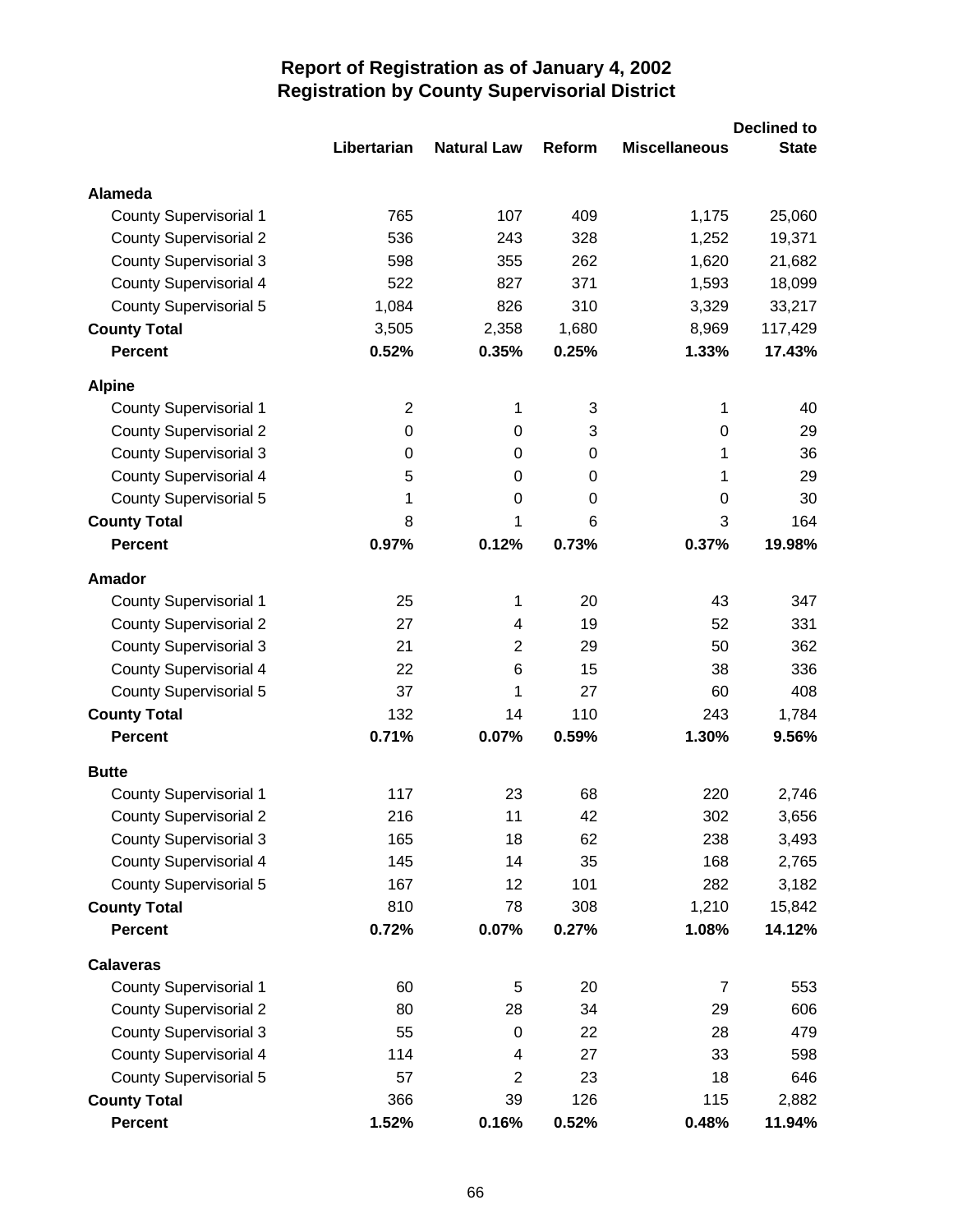# Report of Registration as of January 4, 2002
## Registration by County Supervisorial District

| | Libertarian | Natural Law | Reform | Miscellaneous | Declined to State |
|---|---|---|---|---|---|
| **Alameda** | | | | | |
| County Supervisorial 1 | 765 | 107 | 409 | 1,175 | 25,060 |
| County Supervisorial 2 | 536 | 243 | 328 | 1,252 | 19,371 |
| County Supervisorial 3 | 598 | 355 | 262 | 1,620 | 21,682 |
| County Supervisorial 4 | 522 | 827 | 371 | 1,593 | 18,099 |
| County Supervisorial 5 | 1,084 | 826 | 310 | 3,329 | 33,217 |
| **County Total** | 3,505 | 2,358 | 1,680 | 8,969 | 117,429 |
| **Percent** | **0.52%** | **0.35%** | **0.25%** | **1.33%** | **17.43%** |
| **Alpine** | | | | | |
| County Supervisorial 1 | 2 | 1 | 3 | 1 | 40 |
| County Supervisorial 2 | 0 | 0 | 3 | 0 | 29 |
| County Supervisorial 3 | 0 | 0 | 0 | 1 | 36 |
| County Supervisorial 4 | 5 | 0 | 0 | 1 | 29 |
| County Supervisorial 5 | 1 | 0 | 0 | 0 | 30 |
| **County Total** | 8 | 1 | 6 | 3 | 164 |
| **Percent** | **0.97%** | **0.12%** | **0.73%** | **0.37%** | **19.98%** |
| **Amador** | | | | | |
| County Supervisorial 1 | 25 | 1 | 20 | 43 | 347 |
| County Supervisorial 2 | 27 | 4 | 19 | 52 | 331 |
| County Supervisorial 3 | 21 | 2 | 29 | 50 | 362 |
| County Supervisorial 4 | 22 | 6 | 15 | 38 | 336 |
| County Supervisorial 5 | 37 | 1 | 27 | 60 | 408 |
| **County Total** | 132 | 14 | 110 | 243 | 1,784 |
| **Percent** | **0.71%** | **0.07%** | **0.59%** | **1.30%** | **9.56%** |
| **Butte** | | | | | |
| County Supervisorial 1 | 117 | 23 | 68 | 220 | 2,746 |
| County Supervisorial 2 | 216 | 11 | 42 | 302 | 3,656 |
| County Supervisorial 3 | 165 | 18 | 62 | 238 | 3,493 |
| County Supervisorial 4 | 145 | 14 | 35 | 168 | 2,765 |
| County Supervisorial 5 | 167 | 12 | 101 | 282 | 3,182 |
| **County Total** | 810 | 78 | 308 | 1,210 | 15,842 |
| **Percent** | **0.72%** | **0.07%** | **0.27%** | **1.08%** | **14.12%** |
| **Calaveras** | | | | | |
| County Supervisorial 1 | 60 | 5 | 20 | 7 | 553 |
| County Supervisorial 2 | 80 | 28 | 34 | 29 | 606 |
| County Supervisorial 3 | 55 | 0 | 22 | 28 | 479 |
| County Supervisorial 4 | 114 | 4 | 27 | 33 | 598 |
| County Supervisorial 5 | 57 | 2 | 23 | 18 | 646 |
| **County Total** | 366 | 39 | 126 | 115 | 2,882 |
| **Percent** | **1.52%** | **0.16%** | **0.52%** | **0.48%** | **11.94%** |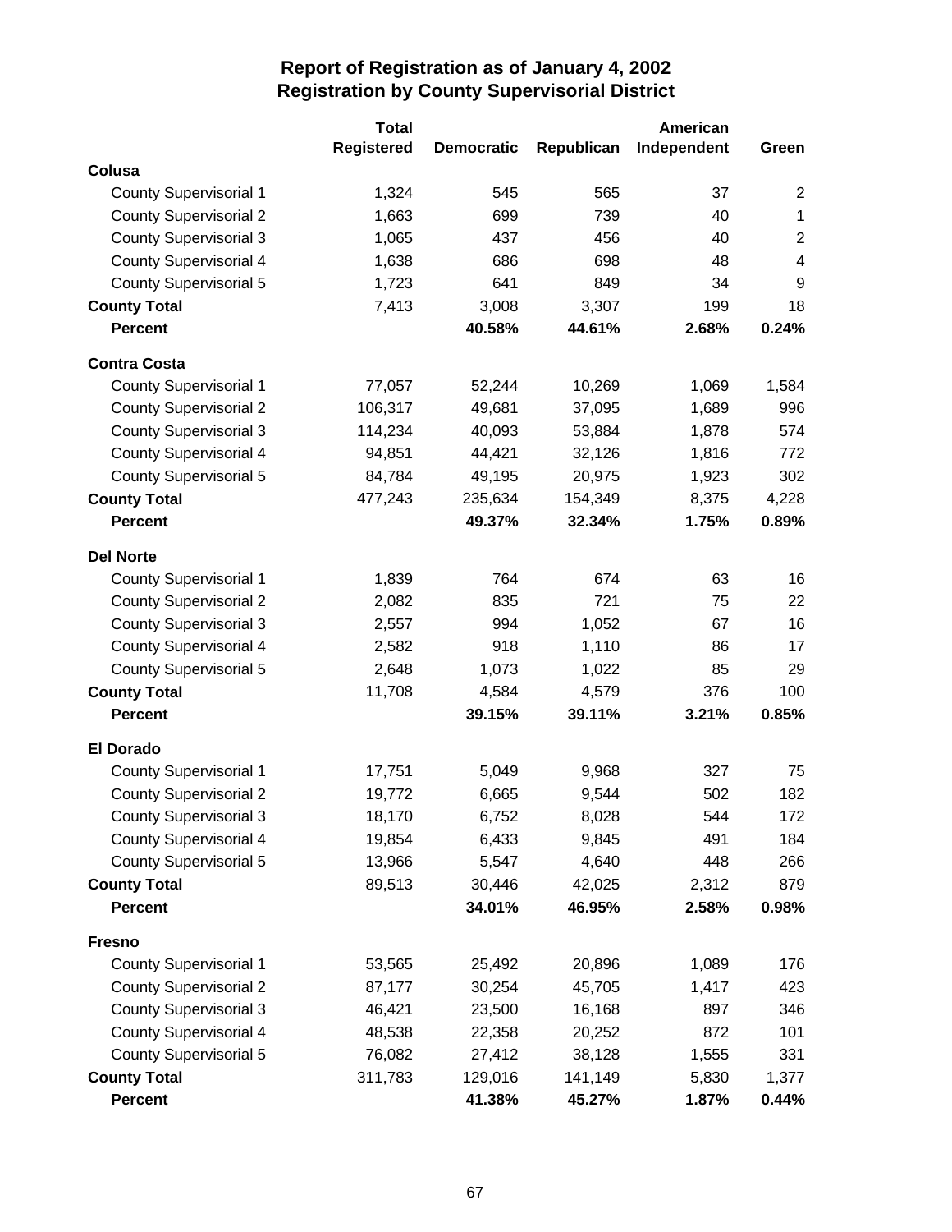# Report of Registration as of January 4, 2002
## Registration by County Supervisorial District

| | Total Registered | Democratic | Republican | American Independent | Green |
|---|---|---|---|---|---|
| **Colusa** | | | | | |
| County Supervisorial 1 | 1,324 | 545 | 565 | 37 | 2 |
| County Supervisorial 2 | 1,663 | 699 | 739 | 40 | 1 |
| County Supervisorial 3 | 1,065 | 437 | 456 | 40 | 2 |
| County Supervisorial 4 | 1,638 | 686 | 698 | 48 | 4 |
| County Supervisorial 5 | 1,723 | 641 | 849 | 34 | 9 |
| **County Total** | 7,413 | 3,008 | 3,307 | 199 | 18 |
| **Percent** | | **40.58%** | **44.61%** | **2.68%** | **0.24%** |
| **Contra Costa** | | | | | |
| County Supervisorial 1 | 77,057 | 52,244 | 10,269 | 1,069 | 1,584 |
| County Supervisorial 2 | 106,317 | 49,681 | 37,095 | 1,689 | 996 |
| County Supervisorial 3 | 114,234 | 40,093 | 53,884 | 1,878 | 574 |
| County Supervisorial 4 | 94,851 | 44,421 | 32,126 | 1,816 | 772 |
| County Supervisorial 5 | 84,784 | 49,195 | 20,975 | 1,923 | 302 |
| **County Total** | 477,243 | 235,634 | 154,349 | 8,375 | 4,228 |
| **Percent** | | **49.37%** | **32.34%** | **1.75%** | **0.89%** |
| **Del Norte** | | | | | |
| County Supervisorial 1 | 1,839 | 764 | 674 | 63 | 16 |
| County Supervisorial 2 | 2,082 | 835 | 721 | 75 | 22 |
| County Supervisorial 3 | 2,557 | 994 | 1,052 | 67 | 16 |
| County Supervisorial 4 | 2,582 | 918 | 1,110 | 86 | 17 |
| County Supervisorial 5 | 2,648 | 1,073 | 1,022 | 85 | 29 |
| **County Total** | 11,708 | 4,584 | 4,579 | 376 | 100 |
| **Percent** | | **39.15%** | **39.11%** | **3.21%** | **0.85%** |
| **El Dorado** | | | | | |
| County Supervisorial 1 | 17,751 | 5,049 | 9,968 | 327 | 75 |
| County Supervisorial 2 | 19,772 | 6,665 | 9,544 | 502 | 182 |
| County Supervisorial 3 | 18,170 | 6,752 | 8,028 | 544 | 172 |
| County Supervisorial 4 | 19,854 | 6,433 | 9,845 | 491 | 184 |
| County Supervisorial 5 | 13,966 | 5,547 | 4,640 | 448 | 266 |
| **County Total** | 89,513 | 30,446 | 42,025 | 2,312 | 879 |
| **Percent** | | **34.01%** | **46.95%** | **2.58%** | **0.98%** |
| **Fresno** | | | | | |
| County Supervisorial 1 | 53,565 | 25,492 | 20,896 | 1,089 | 176 |
| County Supervisorial 2 | 87,177 | 30,254 | 45,705 | 1,417 | 423 |
| County Supervisorial 3 | 46,421 | 23,500 | 16,168 | 897 | 346 |
| County Supervisorial 4 | 48,538 | 22,358 | 20,252 | 872 | 101 |
| County Supervisorial 5 | 76,082 | 27,412 | 38,128 | 1,555 | 331 |
| **County Total** | 311,783 | 129,016 | 141,149 | 5,830 | 1,377 |
| **Percent** | | **41.38%** | **45.27%** | **1.87%** | **0.44%** |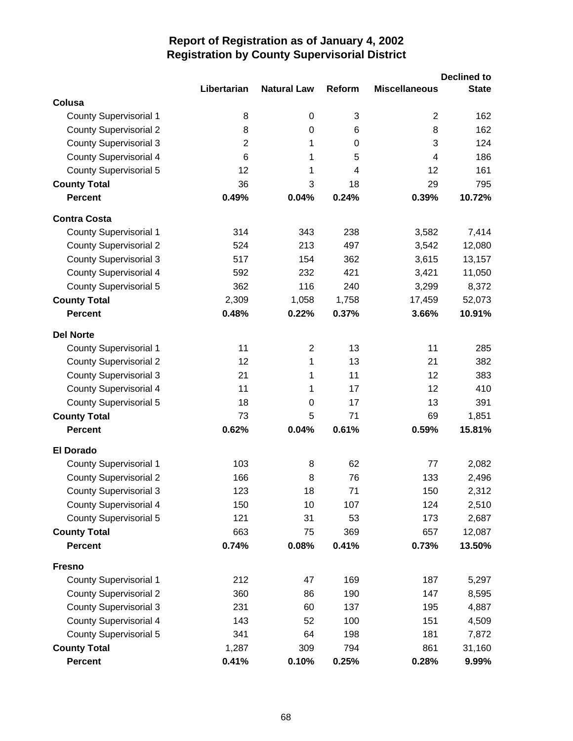# Report of Registration as of January 4, 2002
## Registration by County Supervisorial District

| | Libertarian | Natural Law | Reform | Miscellaneous | Declined to State |
|---|---|---|---|---|---|
| **Colusa** | | | | | |
| County Supervisorial 1 | 8 | 0 | 3 | 2 | 162 |
| County Supervisorial 2 | 8 | 0 | 6 | 8 | 162 |
| County Supervisorial 3 | 2 | 1 | 0 | 3 | 124 |
| County Supervisorial 4 | 6 | 1 | 5 | 4 | 186 |
| County Supervisorial 5 | 12 | 1 | 4 | 12 | 161 |
| **County Total** | 36 | 3 | 18 | 29 | 795 |
| **Percent** | **0.49%** | **0.04%** | **0.24%** | **0.39%** | **10.72%** |
| **Contra Costa** | | | | | |
| County Supervisorial 1 | 314 | 343 | 238 | 3,582 | 7,414 |
| County Supervisorial 2 | 524 | 213 | 497 | 3,542 | 12,080 |
| County Supervisorial 3 | 517 | 154 | 362 | 3,615 | 13,157 |
| County Supervisorial 4 | 592 | 232 | 421 | 3,421 | 11,050 |
| County Supervisorial 5 | 362 | 116 | 240 | 3,299 | 8,372 |
| **County Total** | 2,309 | 1,058 | 1,758 | 17,459 | 52,073 |
| **Percent** | **0.48%** | **0.22%** | **0.37%** | **3.66%** | **10.91%** |
| **Del Norte** | | | | | |
| County Supervisorial 1 | 11 | 2 | 13 | 11 | 285 |
| County Supervisorial 2 | 12 | 1 | 13 | 21 | 382 |
| County Supervisorial 3 | 21 | 1 | 11 | 12 | 383 |
| County Supervisorial 4 | 11 | 1 | 17 | 12 | 410 |
| County Supervisorial 5 | 18 | 0 | 17 | 13 | 391 |
| **County Total** | 73 | 5 | 71 | 69 | 1,851 |
| **Percent** | **0.62%** | **0.04%** | **0.61%** | **0.59%** | **15.81%** |
| **El Dorado** | | | | | |
| County Supervisorial 1 | 103 | 8 | 62 | 77 | 2,082 |
| County Supervisorial 2 | 166 | 8 | 76 | 133 | 2,496 |
| County Supervisorial 3 | 123 | 18 | 71 | 150 | 2,312 |
| County Supervisorial 4 | 150 | 10 | 107 | 124 | 2,510 |
| County Supervisorial 5 | 121 | 31 | 53 | 173 | 2,687 |
| **County Total** | 663 | 75 | 369 | 657 | 12,087 |
| **Percent** | **0.74%** | **0.08%** | **0.41%** | **0.73%** | **13.50%** |
| **Fresno** | | | | | |
| County Supervisorial 1 | 212 | 47 | 169 | 187 | 5,297 |
| County Supervisorial 2 | 360 | 86 | 190 | 147 | 8,595 |
| County Supervisorial 3 | 231 | 60 | 137 | 195 | 4,887 |
| County Supervisorial 4 | 143 | 52 | 100 | 151 | 4,509 |
| County Supervisorial 5 | 341 | 64 | 198 | 181 | 7,872 |
| **County Total** | 1,287 | 309 | 794 | 861 | 31,160 |
| **Percent** | **0.41%** | **0.10%** | **0.25%** | **0.28%** | **9.99%** |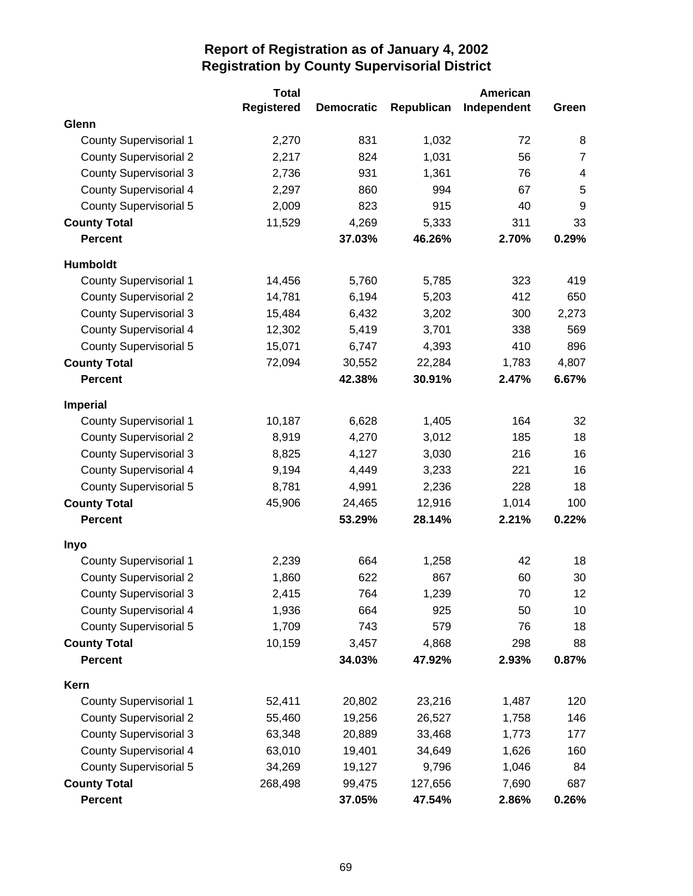# Report of Registration as of January 4, 2002
## Registration by County Supervisorial District

| | Total Registered | Democratic | Republican | American Independent | Green |
|---|---|---|---|---|---|
| **Glenn** | | | | | |
| County Supervisorial 1 | 2,270 | 831 | 1,032 | 72 | 8 |
| County Supervisorial 2 | 2,217 | 824 | 1,031 | 56 | 7 |
| County Supervisorial 3 | 2,736 | 931 | 1,361 | 76 | 4 |
| County Supervisorial 4 | 2,297 | 860 | 994 | 67 | 5 |
| County Supervisorial 5 | 2,009 | 823 | 915 | 40 | 9 |
| **County Total** | 11,529 | 4,269 | 5,333 | 311 | 33 |
| **Percent** | | **37.03%** | **46.26%** | **2.70%** | **0.29%** |
| **Humboldt** | | | | | |
| County Supervisorial 1 | 14,456 | 5,760 | 5,785 | 323 | 419 |
| County Supervisorial 2 | 14,781 | 6,194 | 5,203 | 412 | 650 |
| County Supervisorial 3 | 15,484 | 6,432 | 3,202 | 300 | 2,273 |
| County Supervisorial 4 | 12,302 | 5,419 | 3,701 | 338 | 569 |
| County Supervisorial 5 | 15,071 | 6,747 | 4,393 | 410 | 896 |
| **County Total** | 72,094 | 30,552 | 22,284 | 1,783 | 4,807 |
| **Percent** | | **42.38%** | **30.91%** | **2.47%** | **6.67%** |
| **Imperial** | | | | | |
| County Supervisorial 1 | 10,187 | 6,628 | 1,405 | 164 | 32 |
| County Supervisorial 2 | 8,919 | 4,270 | 3,012 | 185 | 18 |
| County Supervisorial 3 | 8,825 | 4,127 | 3,030 | 216 | 16 |
| County Supervisorial 4 | 9,194 | 4,449 | 3,233 | 221 | 16 |
| County Supervisorial 5 | 8,781 | 4,991 | 2,236 | 228 | 18 |
| **County Total** | 45,906 | 24,465 | 12,916 | 1,014 | 100 |
| **Percent** | | **53.29%** | **28.14%** | **2.21%** | **0.22%** |
| **Inyo** | | | | | |
| County Supervisorial 1 | 2,239 | 664 | 1,258 | 42 | 18 |
| County Supervisorial 2 | 1,860 | 622 | 867 | 60 | 30 |
| County Supervisorial 3 | 2,415 | 764 | 1,239 | 70 | 12 |
| County Supervisorial 4 | 1,936 | 664 | 925 | 50 | 10 |
| County Supervisorial 5 | 1,709 | 743 | 579 | 76 | 18 |
| **County Total** | 10,159 | 3,457 | 4,868 | 298 | 88 |
| **Percent** | | **34.03%** | **47.92%** | **2.93%** | **0.87%** |
| **Kern** | | | | | |
| County Supervisorial 1 | 52,411 | 20,802 | 23,216 | 1,487 | 120 |
| County Supervisorial 2 | 55,460 | 19,256 | 26,527 | 1,758 | 146 |
| County Supervisorial 3 | 63,348 | 20,889 | 33,468 | 1,773 | 177 |
| County Supervisorial 4 | 63,010 | 19,401 | 34,649 | 1,626 | 160 |
| County Supervisorial 5 | 34,269 | 19,127 | 9,796 | 1,046 | 84 |
| **County Total** | 268,498 | 99,475 | 127,656 | 7,690 | 687 |
| **Percent** | | **37.05%** | **47.54%** | **2.86%** | **0.26%** |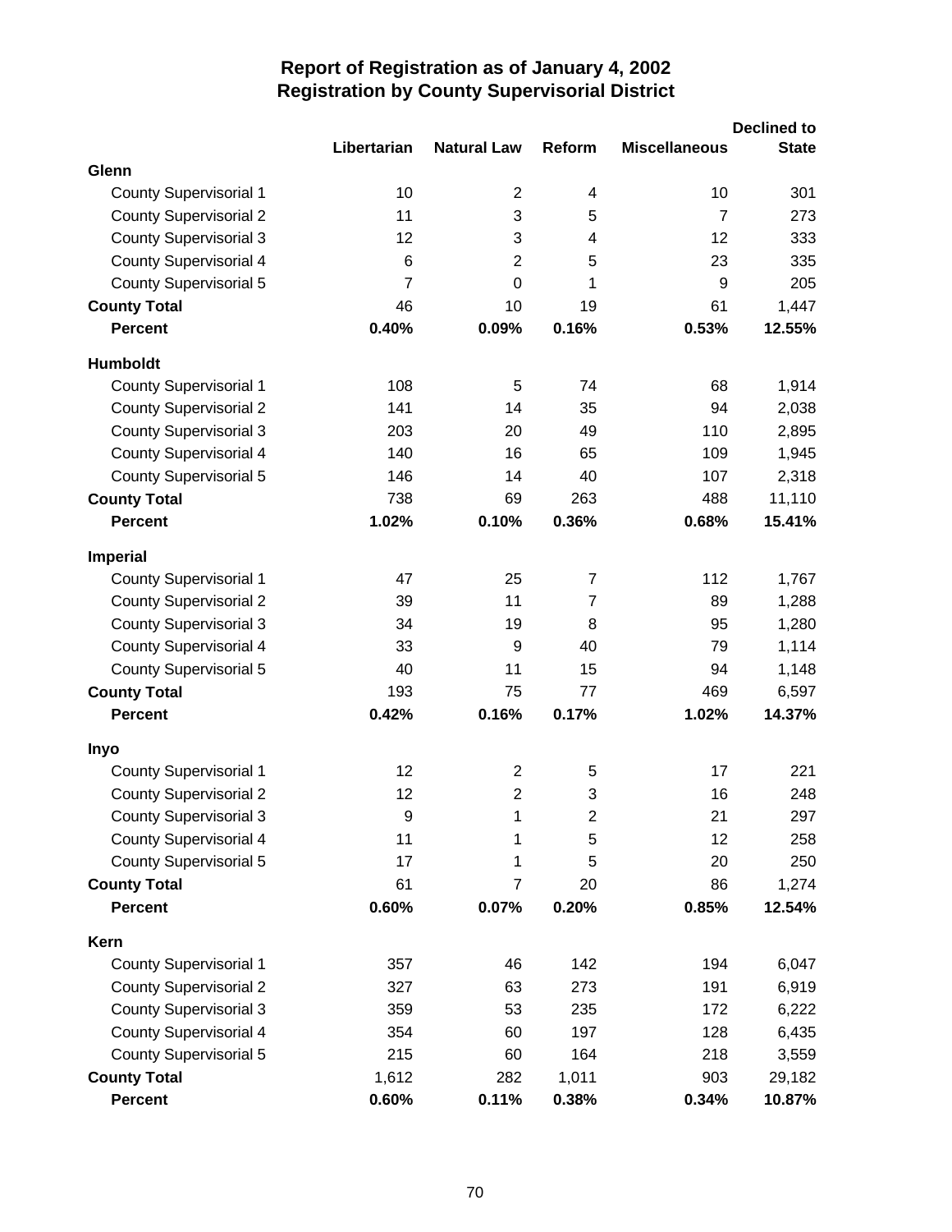# Report of Registration as of January 4, 2002
## Registration by County Supervisorial District

| | Libertarian | Natural Law | Reform | Miscellaneous | Declined to State |
|---|---|---|---|---|---|
| **Glenn** | | | | | |
| County Supervisorial 1 | 10 | 2 | 4 | 10 | 301 |
| County Supervisorial 2 | 11 | 3 | 5 | 7 | 273 |
| County Supervisorial 3 | 12 | 3 | 4 | 12 | 333 |
| County Supervisorial 4 | 6 | 2 | 5 | 23 | 335 |
| County Supervisorial 5 | 7 | 0 | 1 | 9 | 205 |
| **County Total** | 46 | 10 | 19 | 61 | 1,447 |
| **Percent** | **0.40%** | **0.09%** | **0.16%** | **0.53%** | **12.55%** |
| **Humboldt** | | | | | |
| County Supervisorial 1 | 108 | 5 | 74 | 68 | 1,914 |
| County Supervisorial 2 | 141 | 14 | 35 | 94 | 2,038 |
| County Supervisorial 3 | 203 | 20 | 49 | 110 | 2,895 |
| County Supervisorial 4 | 140 | 16 | 65 | 109 | 1,945 |
| County Supervisorial 5 | 146 | 14 | 40 | 107 | 2,318 |
| **County Total** | 738 | 69 | 263 | 488 | 11,110 |
| **Percent** | **1.02%** | **0.10%** | **0.36%** | **0.68%** | **15.41%** |
| **Imperial** | | | | | |
| County Supervisorial 1 | 47 | 25 | 7 | 112 | 1,767 |
| County Supervisorial 2 | 39 | 11 | 7 | 89 | 1,288 |
| County Supervisorial 3 | 34 | 19 | 8 | 95 | 1,280 |
| County Supervisorial 4 | 33 | 9 | 40 | 79 | 1,114 |
| County Supervisorial 5 | 40 | 11 | 15 | 94 | 1,148 |
| **County Total** | 193 | 75 | 77 | 469 | 6,597 |
| **Percent** | **0.42%** | **0.16%** | **0.17%** | **1.02%** | **14.37%** |
| **Inyo** | | | | | |
| County Supervisorial 1 | 12 | 2 | 5 | 17 | 221 |
| County Supervisorial 2 | 12 | 2 | 3 | 16 | 248 |
| County Supervisorial 3 | 9 | 1 | 2 | 21 | 297 |
| County Supervisorial 4 | 11 | 1 | 5 | 12 | 258 |
| County Supervisorial 5 | 17 | 1 | 5 | 20 | 250 |
| **County Total** | 61 | 7 | 20 | 86 | 1,274 |
| **Percent** | **0.60%** | **0.07%** | **0.20%** | **0.85%** | **12.54%** |
| **Kern** | | | | | |
| County Supervisorial 1 | 357 | 46 | 142 | 194 | 6,047 |
| County Supervisorial 2 | 327 | 63 | 273 | 191 | 6,919 |
| County Supervisorial 3 | 359 | 53 | 235 | 172 | 6,222 |
| County Supervisorial 4 | 354 | 60 | 197 | 128 | 6,435 |
| County Supervisorial 5 | 215 | 60 | 164 | 218 | 3,559 |
| **County Total** | 1,612 | 282 | 1,011 | 903 | 29,182 |
| **Percent** | **0.60%** | **0.11%** | **0.38%** | **0.34%** | **10.87%** |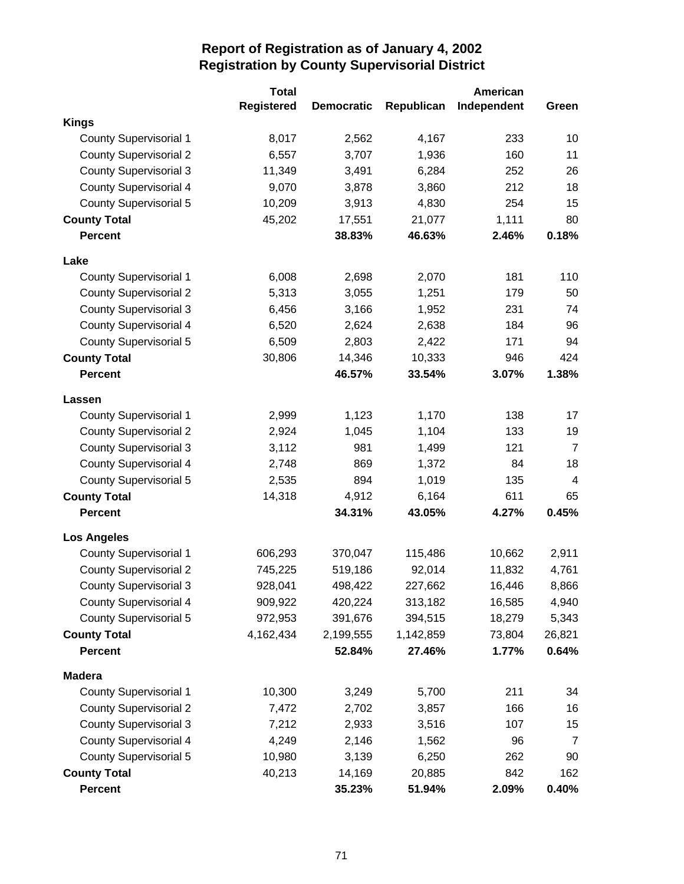# Report of Registration as of January 4, 2002
# Registration by County Supervisorial District

| | Total Registered | Democratic | Republican | American Independent | Green |
|---|---|---|---|---|---|
| **Kings** | | | | | |
| County Supervisorial 1 | 8,017 | 2,562 | 4,167 | 233 | 10 |
| County Supervisorial 2 | 6,557 | 3,707 | 1,936 | 160 | 11 |
| County Supervisorial 3 | 11,349 | 3,491 | 6,284 | 252 | 26 |
| County Supervisorial 4 | 9,070 | 3,878 | 3,860 | 212 | 18 |
| County Supervisorial 5 | 10,209 | 3,913 | 4,830 | 254 | 15 |
| **County Total** | 45,202 | 17,551 | 21,077 | 1,111 | 80 |
| **Percent** | | **38.83%** | **46.63%** | **2.46%** | **0.18%** |
| **Lake** | | | | | |
| County Supervisorial 1 | 6,008 | 2,698 | 2,070 | 181 | 110 |
| County Supervisorial 2 | 5,313 | 3,055 | 1,251 | 179 | 50 |
| County Supervisorial 3 | 6,456 | 3,166 | 1,952 | 231 | 74 |
| County Supervisorial 4 | 6,520 | 2,624 | 2,638 | 184 | 96 |
| County Supervisorial 5 | 6,509 | 2,803 | 2,422 | 171 | 94 |
| **County Total** | 30,806 | 14,346 | 10,333 | 946 | 424 |
| **Percent** | | **46.57%** | **33.54%** | **3.07%** | **1.38%** |
| **Lassen** | | | | | |
| County Supervisorial 1 | 2,999 | 1,123 | 1,170 | 138 | 17 |
| County Supervisorial 2 | 2,924 | 1,045 | 1,104 | 133 | 19 |
| County Supervisorial 3 | 3,112 | 981 | 1,499 | 121 | 7 |
| County Supervisorial 4 | 2,748 | 869 | 1,372 | 84 | 18 |
| County Supervisorial 5 | 2,535 | 894 | 1,019 | 135 | 4 |
| **County Total** | 14,318 | 4,912 | 6,164 | 611 | 65 |
| **Percent** | | **34.31%** | **43.05%** | **4.27%** | **0.45%** |
| **Los Angeles** | | | | | |
| County Supervisorial 1 | 606,293 | 370,047 | 115,486 | 10,662 | 2,911 |
| County Supervisorial 2 | 745,225 | 519,186 | 92,014 | 11,832 | 4,761 |
| County Supervisorial 3 | 928,041 | 498,422 | 227,662 | 16,446 | 8,866 |
| County Supervisorial 4 | 909,922 | 420,224 | 313,182 | 16,585 | 4,940 |
| County Supervisorial 5 | 972,953 | 391,676 | 394,515 | 18,279 | 5,343 |
| **County Total** | 4,162,434 | 2,199,555 | 1,142,859 | 73,804 | 26,821 |
| **Percent** | | **52.84%** | **27.46%** | **1.77%** | **0.64%** |
| **Madera** | | | | | |
| County Supervisorial 1 | 10,300 | 3,249 | 5,700 | 211 | 34 |
| County Supervisorial 2 | 7,472 | 2,702 | 3,857 | 166 | 16 |
| County Supervisorial 3 | 7,212 | 2,933 | 3,516 | 107 | 15 |
| County Supervisorial 4 | 4,249 | 2,146 | 1,562 | 96 | 7 |
| County Supervisorial 5 | 10,980 | 3,139 | 6,250 | 262 | 90 |
| **County Total** | 40,213 | 14,169 | 20,885 | 842 | 162 |
| **Percent** | | **35.23%** | **51.94%** | **2.09%** | **0.40%** |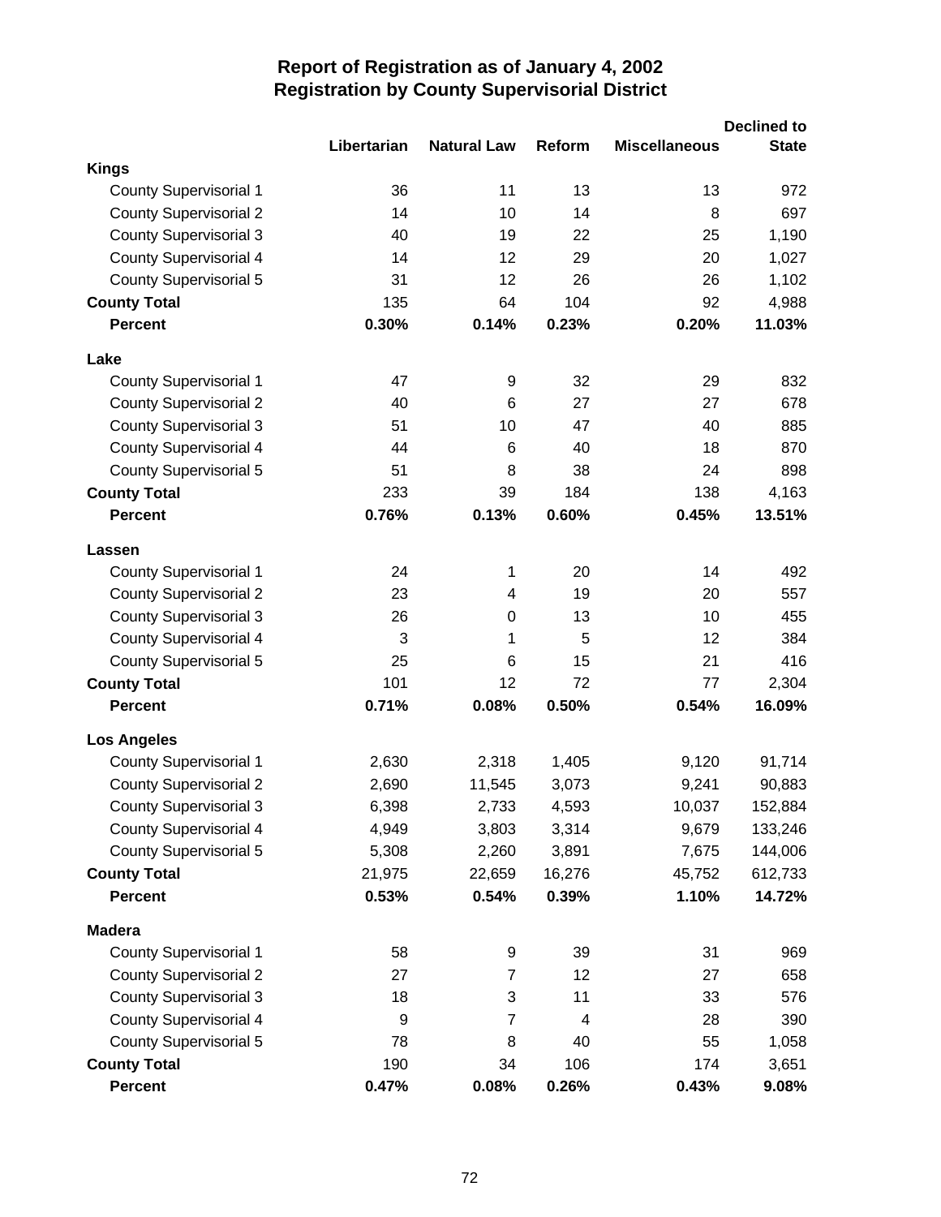# Report of Registration as of January 4, 2002
## Registration by County Supervisorial District

| | Libertarian | Natural Law | Reform | Miscellaneous | Declined to State |
|---|---|---|---|---|---|
| **Kings** | | | | | |
| County Supervisorial 1 | 36 | 11 | 13 | 13 | 972 |
| County Supervisorial 2 | 14 | 10 | 14 | 8 | 697 |
| County Supervisorial 3 | 40 | 19 | 22 | 25 | 1,190 |
| County Supervisorial 4 | 14 | 12 | 29 | 20 | 1,027 |
| County Supervisorial 5 | 31 | 12 | 26 | 26 | 1,102 |
| **County Total** | 135 | 64 | 104 | 92 | 4,988 |
| **Percent** | **0.30%** | **0.14%** | **0.23%** | **0.20%** | **11.03%** |
| **Lake** | | | | | |
| County Supervisorial 1 | 47 | 9 | 32 | 29 | 832 |
| County Supervisorial 2 | 40 | 6 | 27 | 27 | 678 |
| County Supervisorial 3 | 51 | 10 | 47 | 40 | 885 |
| County Supervisorial 4 | 44 | 6 | 40 | 18 | 870 |
| County Supervisorial 5 | 51 | 8 | 38 | 24 | 898 |
| **County Total** | 233 | 39 | 184 | 138 | 4,163 |
| **Percent** | **0.76%** | **0.13%** | **0.60%** | **0.45%** | **13.51%** |
| **Lassen** | | | | | |
| County Supervisorial 1 | 24 | 1 | 20 | 14 | 492 |
| County Supervisorial 2 | 23 | 4 | 19 | 20 | 557 |
| County Supervisorial 3 | 26 | 0 | 13 | 10 | 455 |
| County Supervisorial 4 | 3 | 1 | 5 | 12 | 384 |
| County Supervisorial 5 | 25 | 6 | 15 | 21 | 416 |
| **County Total** | 101 | 12 | 72 | 77 | 2,304 |
| **Percent** | **0.71%** | **0.08%** | **0.50%** | **0.54%** | **16.09%** |
| **Los Angeles** | | | | | |
| County Supervisorial 1 | 2,630 | 2,318 | 1,405 | 9,120 | 91,714 |
| County Supervisorial 2 | 2,690 | 11,545 | 3,073 | 9,241 | 90,883 |
| County Supervisorial 3 | 6,398 | 2,733 | 4,593 | 10,037 | 152,884 |
| County Supervisorial 4 | 4,949 | 3,803 | 3,314 | 9,679 | 133,246 |
| County Supervisorial 5 | 5,308 | 2,260 | 3,891 | 7,675 | 144,006 |
| **County Total** | 21,975 | 22,659 | 16,276 | 45,752 | 612,733 |
| **Percent** | **0.53%** | **0.54%** | **0.39%** | **1.10%** | **14.72%** |
| **Madera** | | | | | |
| County Supervisorial 1 | 58 | 9 | 39 | 31 | 969 |
| County Supervisorial 2 | 27 | 7 | 12 | 27 | 658 |
| County Supervisorial 3 | 18 | 3 | 11 | 33 | 576 |
| County Supervisorial 4 | 9 | 7 | 4 | 28 | 390 |
| County Supervisorial 5 | 78 | 8 | 40 | 55 | 1,058 |
| **County Total** | 190 | 34 | 106 | 174 | 3,651 |
| **Percent** | **0.47%** | **0.08%** | **0.26%** | **0.43%** | **9.08%** |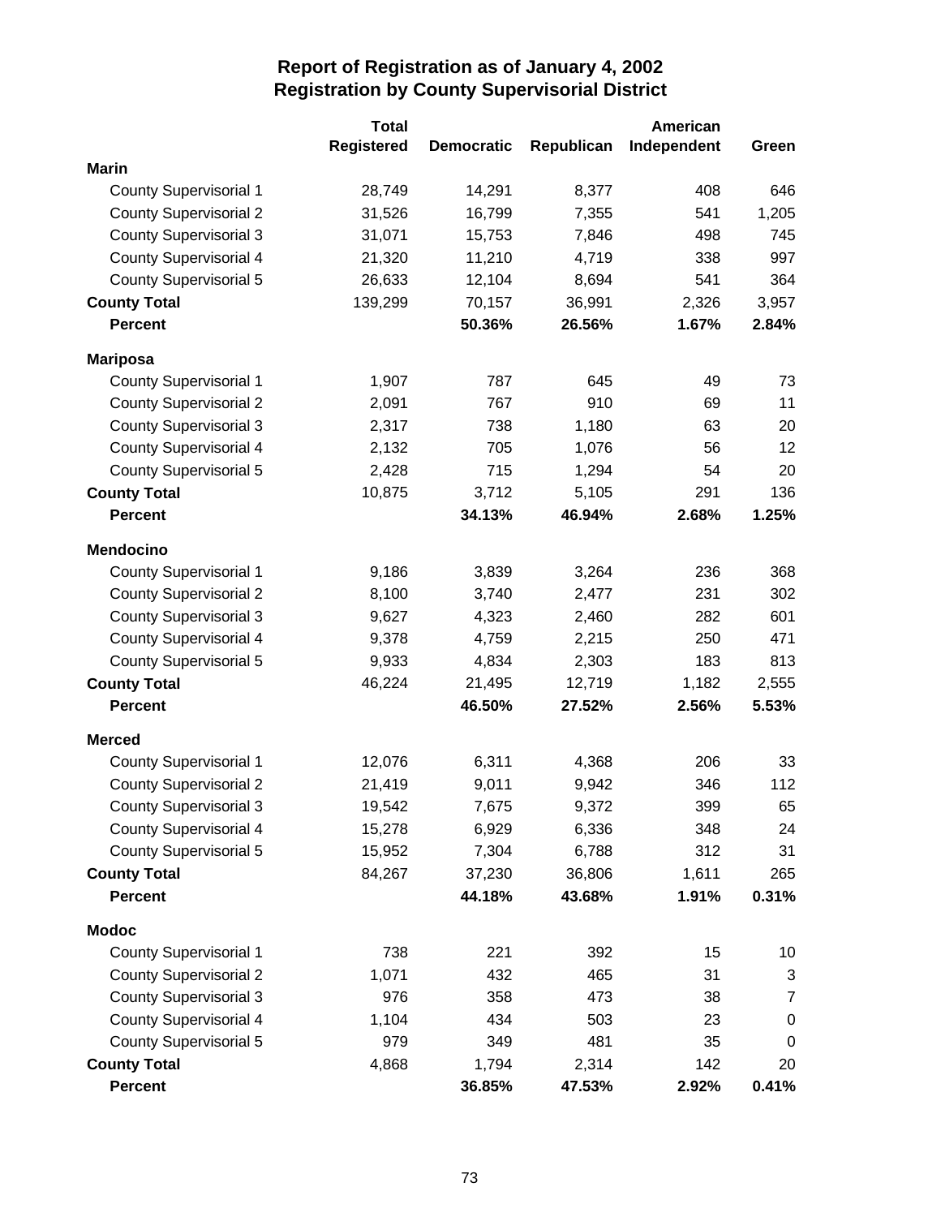# Report of Registration as of January 4, 2002
## Registration by County Supervisorial District

| | Total Registered | Democratic | Republican | American Independent | Green |
|---|---|---|---|---|---|
| **Marin** | | | | | |
| County Supervisorial 1 | 28,749 | 14,291 | 8,377 | 408 | 646 |
| County Supervisorial 2 | 31,526 | 16,799 | 7,355 | 541 | 1,205 |
| County Supervisorial 3 | 31,071 | 15,753 | 7,846 | 498 | 745 |
| County Supervisorial 4 | 21,320 | 11,210 | 4,719 | 338 | 997 |
| County Supervisorial 5 | 26,633 | 12,104 | 8,694 | 541 | 364 |
| **County Total** | 139,299 | 70,157 | 36,991 | 2,326 | 3,957 |
| **Percent** | | **50.36%** | **26.56%** | **1.67%** | **2.84%** |
| **Mariposa** | | | | | |
| County Supervisorial 1 | 1,907 | 787 | 645 | 49 | 73 |
| County Supervisorial 2 | 2,091 | 767 | 910 | 69 | 11 |
| County Supervisorial 3 | 2,317 | 738 | 1,180 | 63 | 20 |
| County Supervisorial 4 | 2,132 | 705 | 1,076 | 56 | 12 |
| County Supervisorial 5 | 2,428 | 715 | 1,294 | 54 | 20 |
| **County Total** | 10,875 | 3,712 | 5,105 | 291 | 136 |
| **Percent** | | **34.13%** | **46.94%** | **2.68%** | **1.25%** |
| **Mendocino** | | | | | |
| County Supervisorial 1 | 9,186 | 3,839 | 3,264 | 236 | 368 |
| County Supervisorial 2 | 8,100 | 3,740 | 2,477 | 231 | 302 |
| County Supervisorial 3 | 9,627 | 4,323 | 2,460 | 282 | 601 |
| County Supervisorial 4 | 9,378 | 4,759 | 2,215 | 250 | 471 |
| County Supervisorial 5 | 9,933 | 4,834 | 2,303 | 183 | 813 |
| **County Total** | 46,224 | 21,495 | 12,719 | 1,182 | 2,555 |
| **Percent** | | **46.50%** | **27.52%** | **2.56%** | **5.53%** |
| **Merced** | | | | | |
| County Supervisorial 1 | 12,076 | 6,311 | 4,368 | 206 | 33 |
| County Supervisorial 2 | 21,419 | 9,011 | 9,942 | 346 | 112 |
| County Supervisorial 3 | 19,542 | 7,675 | 9,372 | 399 | 65 |
| County Supervisorial 4 | 15,278 | 6,929 | 6,336 | 348 | 24 |
| County Supervisorial 5 | 15,952 | 7,304 | 6,788 | 312 | 31 |
| **County Total** | 84,267 | 37,230 | 36,806 | 1,611 | 265 |
| **Percent** | | **44.18%** | **43.68%** | **1.91%** | **0.31%** |
| **Modoc** | | | | | |
| County Supervisorial 1 | 738 | 221 | 392 | 15 | 10 |
| County Supervisorial 2 | 1,071 | 432 | 465 | 31 | 3 |
| County Supervisorial 3 | 976 | 358 | 473 | 38 | 7 |
| County Supervisorial 4 | 1,104 | 434 | 503 | 23 | 0 |
| County Supervisorial 5 | 979 | 349 | 481 | 35 | 0 |
| **County Total** | 4,868 | 1,794 | 2,314 | 142 | 20 |
| **Percent** | | **36.85%** | **47.53%** | **2.92%** | **0.41%** |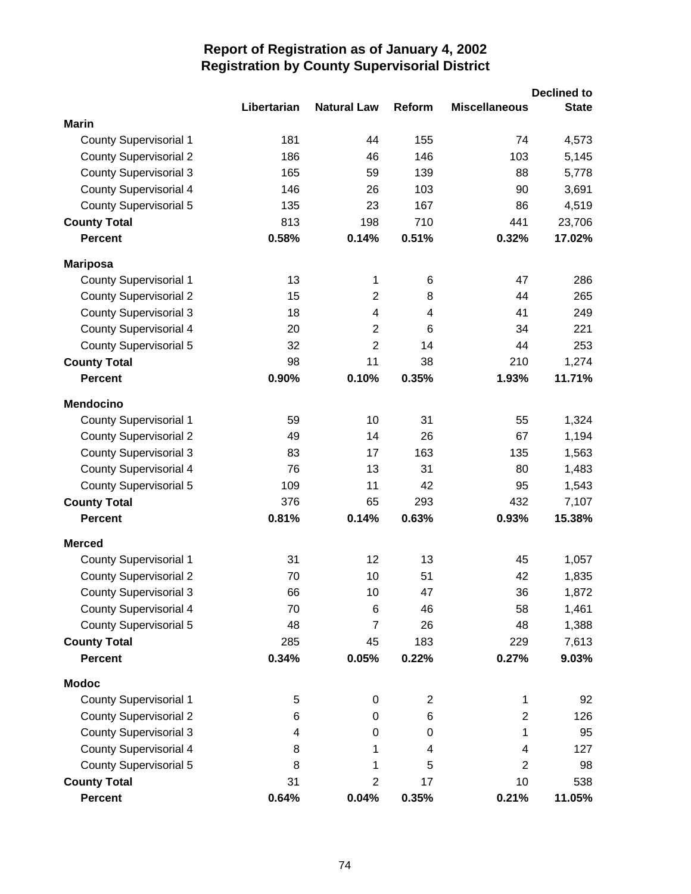# Report of Registration as of January 4, 2002
## Registration by County Supervisorial District

| | Libertarian | Natural Law | Reform | Miscellaneous | Declined to State |
|---|---|---|---|---|---|
| **Marin** | | | | | |
| County Supervisorial 1 | 181 | 44 | 155 | 74 | 4,573 |
| County Supervisorial 2 | 186 | 46 | 146 | 103 | 5,145 |
| County Supervisorial 3 | 165 | 59 | 139 | 88 | 5,778 |
| County Supervisorial 4 | 146 | 26 | 103 | 90 | 3,691 |
| County Supervisorial 5 | 135 | 23 | 167 | 86 | 4,519 |
| **County Total** | 813 | 198 | 710 | 441 | 23,706 |
| **Percent** | **0.58%** | **0.14%** | **0.51%** | **0.32%** | **17.02%** |
| **Mariposa** | | | | | |
| County Supervisorial 1 | 13 | 1 | 6 | 47 | 286 |
| County Supervisorial 2 | 15 | 2 | 8 | 44 | 265 |
| County Supervisorial 3 | 18 | 4 | 4 | 41 | 249 |
| County Supervisorial 4 | 20 | 2 | 6 | 34 | 221 |
| County Supervisorial 5 | 32 | 2 | 14 | 44 | 253 |
| **County Total** | 98 | 11 | 38 | 210 | 1,274 |
| **Percent** | **0.90%** | **0.10%** | **0.35%** | **1.93%** | **11.71%** |
| **Mendocino** | | | | | |
| County Supervisorial 1 | 59 | 10 | 31 | 55 | 1,324 |
| County Supervisorial 2 | 49 | 14 | 26 | 67 | 1,194 |
| County Supervisorial 3 | 83 | 17 | 163 | 135 | 1,563 |
| County Supervisorial 4 | 76 | 13 | 31 | 80 | 1,483 |
| County Supervisorial 5 | 109 | 11 | 42 | 95 | 1,543 |
| **County Total** | 376 | 65 | 293 | 432 | 7,107 |
| **Percent** | **0.81%** | **0.14%** | **0.63%** | **0.93%** | **15.38%** |
| **Merced** | | | | | |
| County Supervisorial 1 | 31 | 12 | 13 | 45 | 1,057 |
| County Supervisorial 2 | 70 | 10 | 51 | 42 | 1,835 |
| County Supervisorial 3 | 66 | 10 | 47 | 36 | 1,872 |
| County Supervisorial 4 | 70 | 6 | 46 | 58 | 1,461 |
| County Supervisorial 5 | 48 | 7 | 26 | 48 | 1,388 |
| **County Total** | 285 | 45 | 183 | 229 | 7,613 |
| **Percent** | **0.34%** | **0.05%** | **0.22%** | **0.27%** | **9.03%** |
| **Modoc** | | | | | |
| County Supervisorial 1 | 5 | 0 | 2 | 1 | 92 |
| County Supervisorial 2 | 6 | 0 | 6 | 2 | 126 |
| County Supervisorial 3 | 4 | 0 | 0 | 1 | 95 |
| County Supervisorial 4 | 8 | 1 | 4 | 4 | 127 |
| County Supervisorial 5 | 8 | 1 | 5 | 2 | 98 |
| **County Total** | 31 | 2 | 17 | 10 | 538 |
| **Percent** | **0.64%** | **0.04%** | **0.35%** | **0.21%** | **11.05%** |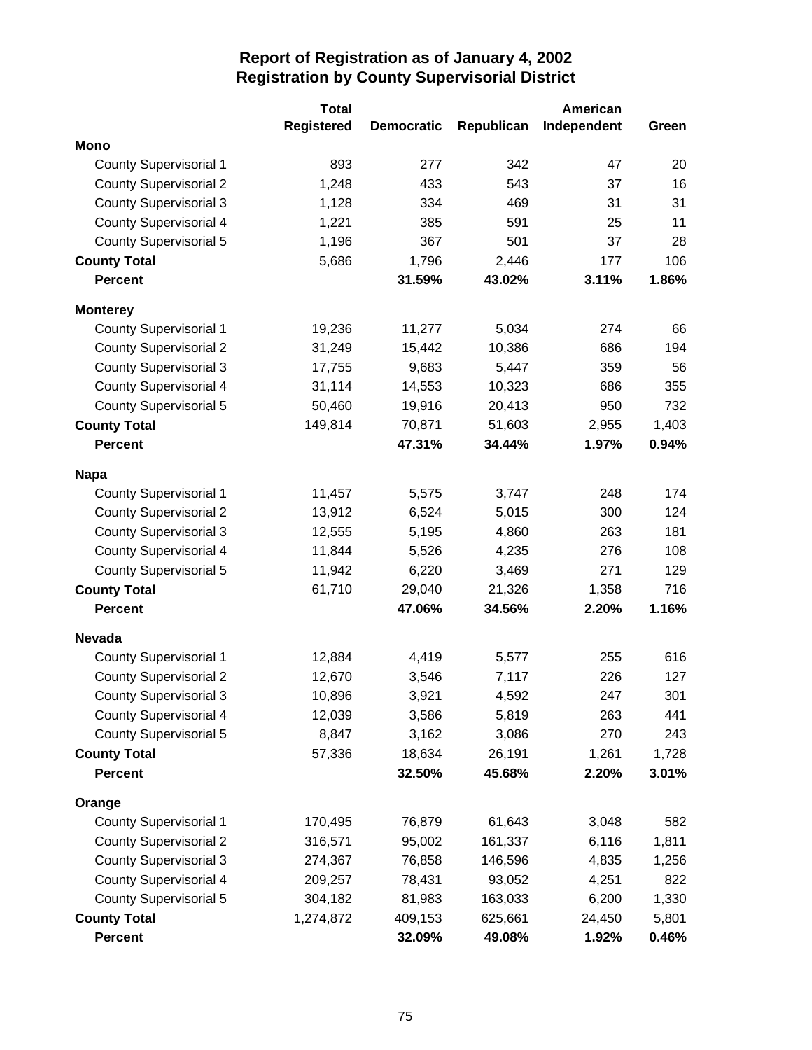# Report of Registration as of January 4, 2002
## Registration by County Supervisorial District

| | Total Registered | Democratic | Republican | American Independent | Green |
|---|---|---|---|---|---|
| **Mono** | | | | | |
| County Supervisorial 1 | 893 | 277 | 342 | 47 | 20 |
| County Supervisorial 2 | 1,248 | 433 | 543 | 37 | 16 |
| County Supervisorial 3 | 1,128 | 334 | 469 | 31 | 31 |
| County Supervisorial 4 | 1,221 | 385 | 591 | 25 | 11 |
| County Supervisorial 5 | 1,196 | 367 | 501 | 37 | 28 |
| **County Total** | 5,686 | 1,796 | 2,446 | 177 | 106 |
| **Percent** | | **31.59%** | **43.02%** | **3.11%** | **1.86%** |
| **Monterey** | | | | | |
| County Supervisorial 1 | 19,236 | 11,277 | 5,034 | 274 | 66 |
| County Supervisorial 2 | 31,249 | 15,442 | 10,386 | 686 | 194 |
| County Supervisorial 3 | 17,755 | 9,683 | 5,447 | 359 | 56 |
| County Supervisorial 4 | 31,114 | 14,553 | 10,323 | 686 | 355 |
| County Supervisorial 5 | 50,460 | 19,916 | 20,413 | 950 | 732 |
| **County Total** | 149,814 | 70,871 | 51,603 | 2,955 | 1,403 |
| **Percent** | | **47.31%** | **34.44%** | **1.97%** | **0.94%** |
| **Napa** | | | | | |
| County Supervisorial 1 | 11,457 | 5,575 | 3,747 | 248 | 174 |
| County Supervisorial 2 | 13,912 | 6,524 | 5,015 | 300 | 124 |
| County Supervisorial 3 | 12,555 | 5,195 | 4,860 | 263 | 181 |
| County Supervisorial 4 | 11,844 | 5,526 | 4,235 | 276 | 108 |
| County Supervisorial 5 | 11,942 | 6,220 | 3,469 | 271 | 129 |
| **County Total** | 61,710 | 29,040 | 21,326 | 1,358 | 716 |
| **Percent** | | **47.06%** | **34.56%** | **2.20%** | **1.16%** |
| **Nevada** | | | | | |
| County Supervisorial 1 | 12,884 | 4,419 | 5,577 | 255 | 616 |
| County Supervisorial 2 | 12,670 | 3,546 | 7,117 | 226 | 127 |
| County Supervisorial 3 | 10,896 | 3,921 | 4,592 | 247 | 301 |
| County Supervisorial 4 | 12,039 | 3,586 | 5,819 | 263 | 441 |
| County Supervisorial 5 | 8,847 | 3,162 | 3,086 | 270 | 243 |
| **County Total** | 57,336 | 18,634 | 26,191 | 1,261 | 1,728 |
| **Percent** | | **32.50%** | **45.68%** | **2.20%** | **3.01%** |
| **Orange** | | | | | |
| County Supervisorial 1 | 170,495 | 76,879 | 61,643 | 3,048 | 582 |
| County Supervisorial 2 | 316,571 | 95,002 | 161,337 | 6,116 | 1,811 |
| County Supervisorial 3 | 274,367 | 76,858 | 146,596 | 4,835 | 1,256 |
| County Supervisorial 4 | 209,257 | 78,431 | 93,052 | 4,251 | 822 |
| County Supervisorial 5 | 304,182 | 81,983 | 163,033 | 6,200 | 1,330 |
| **County Total** | 1,274,872 | 409,153 | 625,661 | 24,450 | 5,801 |
| **Percent** | | **32.09%** | **49.08%** | **1.92%** | **0.46%** |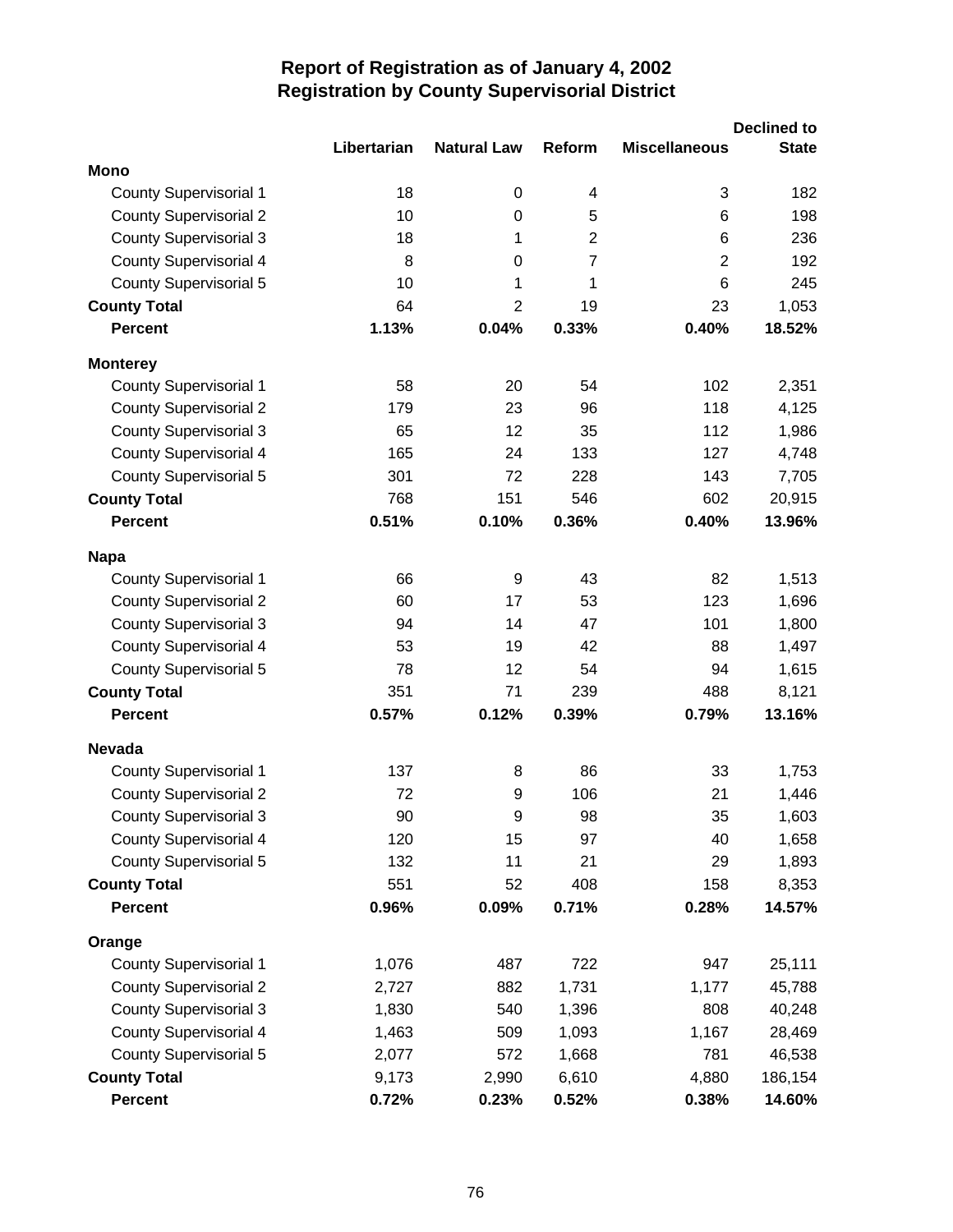# Report of Registration as of January 4, 2002
## Registration by County Supervisorial District

| | Libertarian | Natural Law | Reform | Miscellaneous | Declined to State |
|---|---|---|---|---|---|
| **Mono** | | | | | |
| County Supervisorial 1 | 18 | 0 | 4 | 3 | 182 |
| County Supervisorial 2 | 10 | 0 | 5 | 6 | 198 |
| County Supervisorial 3 | 18 | 1 | 2 | 6 | 236 |
| County Supervisorial 4 | 8 | 0 | 7 | 2 | 192 |
| County Supervisorial 5 | 10 | 1 | 1 | 6 | 245 |
| **County Total** | 64 | 2 | 19 | 23 | 1,053 |
| **Percent** | **1.13%** | **0.04%** | **0.33%** | **0.40%** | **18.52%** |
| **Monterey** | | | | | |
| County Supervisorial 1 | 58 | 20 | 54 | 102 | 2,351 |
| County Supervisorial 2 | 179 | 23 | 96 | 118 | 4,125 |
| County Supervisorial 3 | 65 | 12 | 35 | 112 | 1,986 |
| County Supervisorial 4 | 165 | 24 | 133 | 127 | 4,748 |
| County Supervisorial 5 | 301 | 72 | 228 | 143 | 7,705 |
| **County Total** | 768 | 151 | 546 | 602 | 20,915 |
| **Percent** | **0.51%** | **0.10%** | **0.36%** | **0.40%** | **13.96%** |
| **Napa** | | | | | |
| County Supervisorial 1 | 66 | 9 | 43 | 82 | 1,513 |
| County Supervisorial 2 | 60 | 17 | 53 | 123 | 1,696 |
| County Supervisorial 3 | 94 | 14 | 47 | 101 | 1,800 |
| County Supervisorial 4 | 53 | 19 | 42 | 88 | 1,497 |
| County Supervisorial 5 | 78 | 12 | 54 | 94 | 1,615 |
| **County Total** | 351 | 71 | 239 | 488 | 8,121 |
| **Percent** | **0.57%** | **0.12%** | **0.39%** | **0.79%** | **13.16%** |
| **Nevada** | | | | | |
| County Supervisorial 1 | 137 | 8 | 86 | 33 | 1,753 |
| County Supervisorial 2 | 72 | 9 | 106 | 21 | 1,446 |
| County Supervisorial 3 | 90 | 9 | 98 | 35 | 1,603 |
| County Supervisorial 4 | 120 | 15 | 97 | 40 | 1,658 |
| County Supervisorial 5 | 132 | 11 | 21 | 29 | 1,893 |
| **County Total** | 551 | 52 | 408 | 158 | 8,353 |
| **Percent** | **0.96%** | **0.09%** | **0.71%** | **0.28%** | **14.57%** |
| **Orange** | | | | | |
| County Supervisorial 1 | 1,076 | 487 | 722 | 947 | 25,111 |
| County Supervisorial 2 | 2,727 | 882 | 1,731 | 1,177 | 45,788 |
| County Supervisorial 3 | 1,830 | 540 | 1,396 | 808 | 40,248 |
| County Supervisorial 4 | 1,463 | 509 | 1,093 | 1,167 | 28,469 |
| County Supervisorial 5 | 2,077 | 572 | 1,668 | 781 | 46,538 |
| **County Total** | 9,173 | 2,990 | 6,610 | 4,880 | 186,154 |
| **Percent** | **0.72%** | **0.23%** | **0.52%** | **0.38%** | **14.60%** |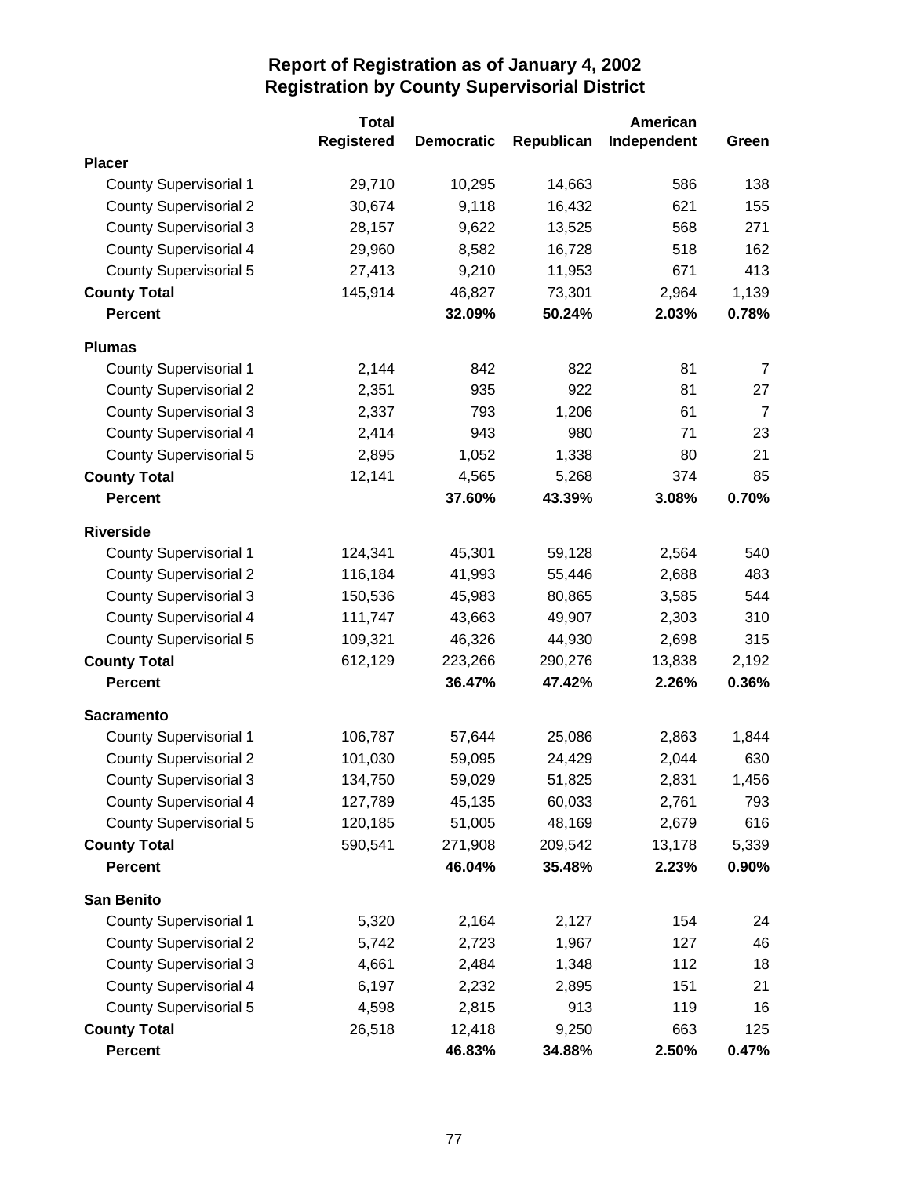# Report of Registration as of January 4, 2002
## Registration by County Supervisorial District

| | Total Registered | Democratic | Republican | American Independent | Green |
|---|---|---|---|---|---|
| **Placer** | | | | | |
| County Supervisorial 1 | 29,710 | 10,295 | 14,663 | 586 | 138 |
| County Supervisorial 2 | 30,674 | 9,118 | 16,432 | 621 | 155 |
| County Supervisorial 3 | 28,157 | 9,622 | 13,525 | 568 | 271 |
| County Supervisorial 4 | 29,960 | 8,582 | 16,728 | 518 | 162 |
| County Supervisorial 5 | 27,413 | 9,210 | 11,953 | 671 | 413 |
| **County Total** | 145,914 | 46,827 | 73,301 | 2,964 | 1,139 |
| **Percent** | | **32.09%** | **50.24%** | **2.03%** | **0.78%** |
| **Plumas** | | | | | |
| County Supervisorial 1 | 2,144 | 842 | 822 | 81 | 7 |
| County Supervisorial 2 | 2,351 | 935 | 922 | 81 | 27 |
| County Supervisorial 3 | 2,337 | 793 | 1,206 | 61 | 7 |
| County Supervisorial 4 | 2,414 | 943 | 980 | 71 | 23 |
| County Supervisorial 5 | 2,895 | 1,052 | 1,338 | 80 | 21 |
| **County Total** | 12,141 | 4,565 | 5,268 | 374 | 85 |
| **Percent** | | **37.60%** | **43.39%** | **3.08%** | **0.70%** |
| **Riverside** | | | | | |
| County Supervisorial 1 | 124,341 | 45,301 | 59,128 | 2,564 | 540 |
| County Supervisorial 2 | 116,184 | 41,993 | 55,446 | 2,688 | 483 |
| County Supervisorial 3 | 150,536 | 45,983 | 80,865 | 3,585 | 544 |
| County Supervisorial 4 | 111,747 | 43,663 | 49,907 | 2,303 | 310 |
| County Supervisorial 5 | 109,321 | 46,326 | 44,930 | 2,698 | 315 |
| **County Total** | 612,129 | 223,266 | 290,276 | 13,838 | 2,192 |
| **Percent** | | **36.47%** | **47.42%** | **2.26%** | **0.36%** |
| **Sacramento** | | | | | |
| County Supervisorial 1 | 106,787 | 57,644 | 25,086 | 2,863 | 1,844 |
| County Supervisorial 2 | 101,030 | 59,095 | 24,429 | 2,044 | 630 |
| County Supervisorial 3 | 134,750 | 59,029 | 51,825 | 2,831 | 1,456 |
| County Supervisorial 4 | 127,789 | 45,135 | 60,033 | 2,761 | 793 |
| County Supervisorial 5 | 120,185 | 51,005 | 48,169 | 2,679 | 616 |
| **County Total** | 590,541 | 271,908 | 209,542 | 13,178 | 5,339 |
| **Percent** | | **46.04%** | **35.48%** | **2.23%** | **0.90%** |
| **San Benito** | | | | | |
| County Supervisorial 1 | 5,320 | 2,164 | 2,127 | 154 | 24 |
| County Supervisorial 2 | 5,742 | 2,723 | 1,967 | 127 | 46 |
| County Supervisorial 3 | 4,661 | 2,484 | 1,348 | 112 | 18 |
| County Supervisorial 4 | 6,197 | 2,232 | 2,895 | 151 | 21 |
| County Supervisorial 5 | 4,598 | 2,815 | 913 | 119 | 16 |
| **County Total** | 26,518 | 12,418 | 9,250 | 663 | 125 |
| **Percent** | | **46.83%** | **34.88%** | **2.50%** | **0.47%** |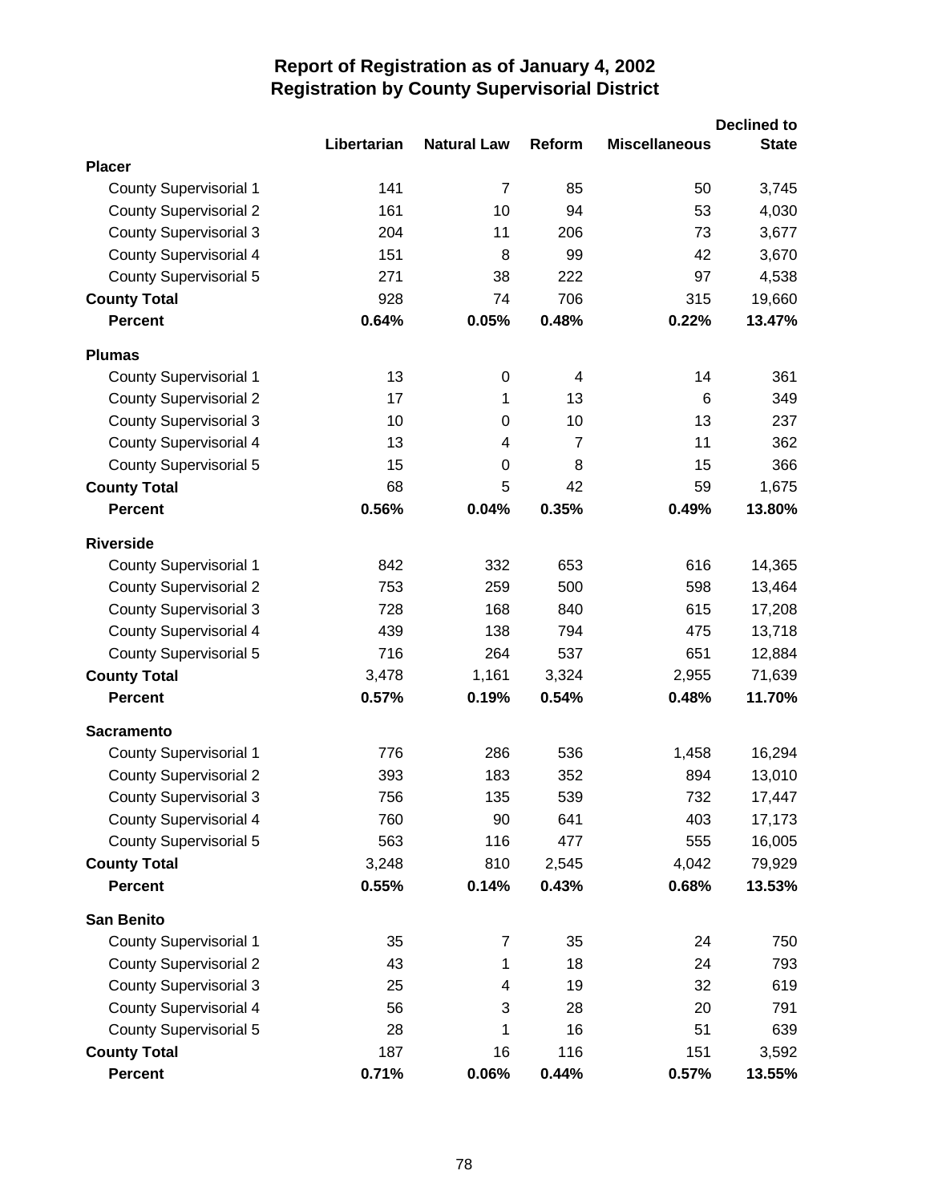# Report of Registration as of January 4, 2002
## Registration by County Supervisorial District

| | Libertarian | Natural Law | Reform | Miscellaneous | Declined to State |
|---|---|---|---|---|---|
| **Placer** | | | | | |
| County Supervisorial 1 | 141 | 7 | 85 | 50 | 3,745 |
| County Supervisorial 2 | 161 | 10 | 94 | 53 | 4,030 |
| County Supervisorial 3 | 204 | 11 | 206 | 73 | 3,677 |
| County Supervisorial 4 | 151 | 8 | 99 | 42 | 3,670 |
| County Supervisorial 5 | 271 | 38 | 222 | 97 | 4,538 |
| **County Total** | 928 | 74 | 706 | 315 | 19,660 |
| **Percent** | **0.64%** | **0.05%** | **0.48%** | **0.22%** | **13.47%** |
| **Plumas** | | | | | |
| County Supervisorial 1 | 13 | 0 | 4 | 14 | 361 |
| County Supervisorial 2 | 17 | 1 | 13 | 6 | 349 |
| County Supervisorial 3 | 10 | 0 | 10 | 13 | 237 |
| County Supervisorial 4 | 13 | 4 | 7 | 11 | 362 |
| County Supervisorial 5 | 15 | 0 | 8 | 15 | 366 |
| **County Total** | 68 | 5 | 42 | 59 | 1,675 |
| **Percent** | **0.56%** | **0.04%** | **0.35%** | **0.49%** | **13.80%** |
| **Riverside** | | | | | |
| County Supervisorial 1 | 842 | 332 | 653 | 616 | 14,365 |
| County Supervisorial 2 | 753 | 259 | 500 | 598 | 13,464 |
| County Supervisorial 3 | 728 | 168 | 840 | 615 | 17,208 |
| County Supervisorial 4 | 439 | 138 | 794 | 475 | 13,718 |
| County Supervisorial 5 | 716 | 264 | 537 | 651 | 12,884 |
| **County Total** | 3,478 | 1,161 | 3,324 | 2,955 | 71,639 |
| **Percent** | **0.57%** | **0.19%** | **0.54%** | **0.48%** | **11.70%** |
| **Sacramento** | | | | | |
| County Supervisorial 1 | 776 | 286 | 536 | 1,458 | 16,294 |
| County Supervisorial 2 | 393 | 183 | 352 | 894 | 13,010 |
| County Supervisorial 3 | 756 | 135 | 539 | 732 | 17,447 |
| County Supervisorial 4 | 760 | 90 | 641 | 403 | 17,173 |
| County Supervisorial 5 | 563 | 116 | 477 | 555 | 16,005 |
| **County Total** | 3,248 | 810 | 2,545 | 4,042 | 79,929 |
| **Percent** | **0.55%** | **0.14%** | **0.43%** | **0.68%** | **13.53%** |
| **San Benito** | | | | | |
| County Supervisorial 1 | 35 | 7 | 35 | 24 | 750 |
| County Supervisorial 2 | 43 | 1 | 18 | 24 | 793 |
| County Supervisorial 3 | 25 | 4 | 19 | 32 | 619 |
| County Supervisorial 4 | 56 | 3 | 28 | 20 | 791 |
| County Supervisorial 5 | 28 | 1 | 16 | 51 | 639 |
| **County Total** | 187 | 16 | 116 | 151 | 3,592 |
| **Percent** | **0.71%** | **0.06%** | **0.44%** | **0.57%** | **13.55%** |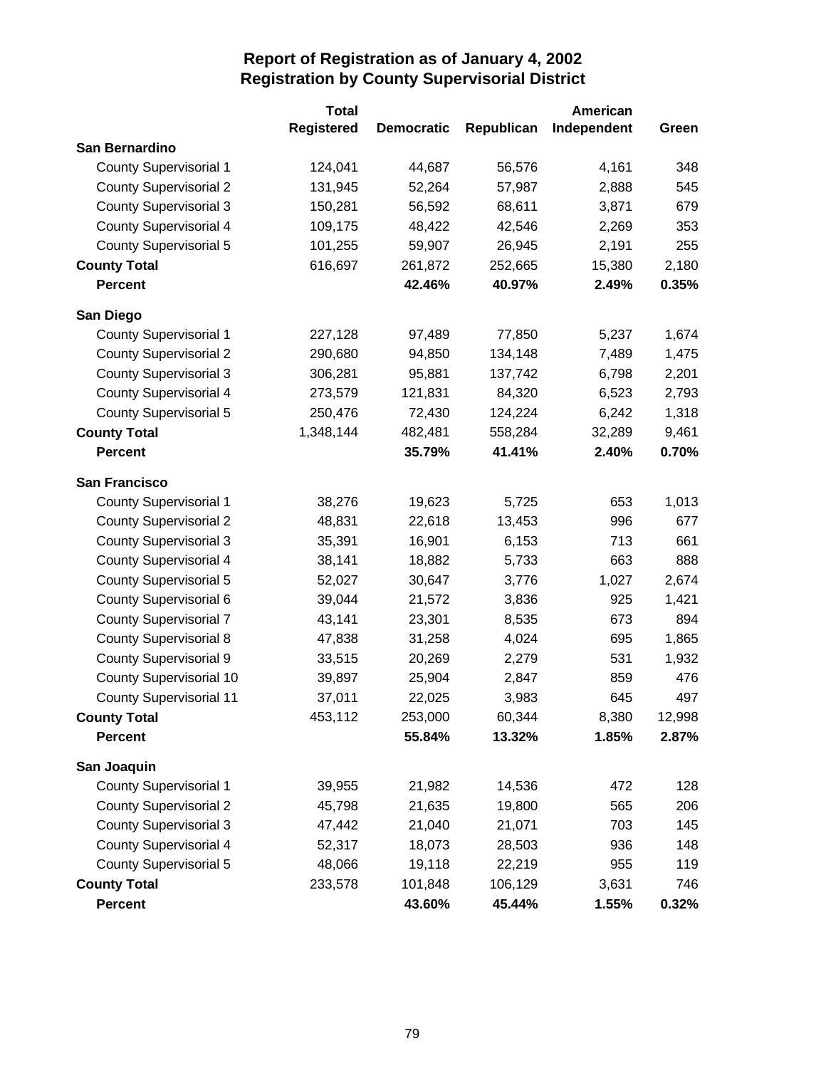# Report of Registration as of January 4, 2002
## Registration by County Supervisorial District

| | Total Registered | Democratic | Republican | American Independent | Green |
|---|---|---|---|---|---|
| **San Bernardino** | | | | | |
| County Supervisorial 1 | 124,041 | 44,687 | 56,576 | 4,161 | 348 |
| County Supervisorial 2 | 131,945 | 52,264 | 57,987 | 2,888 | 545 |
| County Supervisorial 3 | 150,281 | 56,592 | 68,611 | 3,871 | 679 |
| County Supervisorial 4 | 109,175 | 48,422 | 42,546 | 2,269 | 353 |
| County Supervisorial 5 | 101,255 | 59,907 | 26,945 | 2,191 | 255 |
| **County Total** | 616,697 | 261,872 | 252,665 | 15,380 | 2,180 |
| **Percent** | | **42.46%** | **40.97%** | **2.49%** | **0.35%** |
| **San Diego** | | | | | |
| County Supervisorial 1 | 227,128 | 97,489 | 77,850 | 5,237 | 1,674 |
| County Supervisorial 2 | 290,680 | 94,850 | 134,148 | 7,489 | 1,475 |
| County Supervisorial 3 | 306,281 | 95,881 | 137,742 | 6,798 | 2,201 |
| County Supervisorial 4 | 273,579 | 121,831 | 84,320 | 6,523 | 2,793 |
| County Supervisorial 5 | 250,476 | 72,430 | 124,224 | 6,242 | 1,318 |
| **County Total** | 1,348,144 | 482,481 | 558,284 | 32,289 | 9,461 |
| **Percent** | | **35.79%** | **41.41%** | **2.40%** | **0.70%** |
| **San Francisco** | | | | | |
| County Supervisorial 1 | 38,276 | 19,623 | 5,725 | 653 | 1,013 |
| County Supervisorial 2 | 48,831 | 22,618 | 13,453 | 996 | 677 |
| County Supervisorial 3 | 35,391 | 16,901 | 6,153 | 713 | 661 |
| County Supervisorial 4 | 38,141 | 18,882 | 5,733 | 663 | 888 |
| County Supervisorial 5 | 52,027 | 30,647 | 3,776 | 1,027 | 2,674 |
| County Supervisorial 6 | 39,044 | 21,572 | 3,836 | 925 | 1,421 |
| County Supervisorial 7 | 43,141 | 23,301 | 8,535 | 673 | 894 |
| County Supervisorial 8 | 47,838 | 31,258 | 4,024 | 695 | 1,865 |
| County Supervisorial 9 | 33,515 | 20,269 | 2,279 | 531 | 1,932 |
| County Supervisorial 10 | 39,897 | 25,904 | 2,847 | 859 | 476 |
| County Supervisorial 11 | 37,011 | 22,025 | 3,983 | 645 | 497 |
| **County Total** | 453,112 | 253,000 | 60,344 | 8,380 | 12,998 |
| **Percent** | | **55.84%** | **13.32%** | **1.85%** | **2.87%** |
| **San Joaquin** | | | | | |
| County Supervisorial 1 | 39,955 | 21,982 | 14,536 | 472 | 128 |
| County Supervisorial 2 | 45,798 | 21,635 | 19,800 | 565 | 206 |
| County Supervisorial 3 | 47,442 | 21,040 | 21,071 | 703 | 145 |
| County Supervisorial 4 | 52,317 | 18,073 | 28,503 | 936 | 148 |
| County Supervisorial 5 | 48,066 | 19,118 | 22,219 | 955 | 119 |
| **County Total** | 233,578 | 101,848 | 106,129 | 3,631 | 746 |
| **Percent** | | **43.60%** | **45.44%** | **1.55%** | **0.32%** |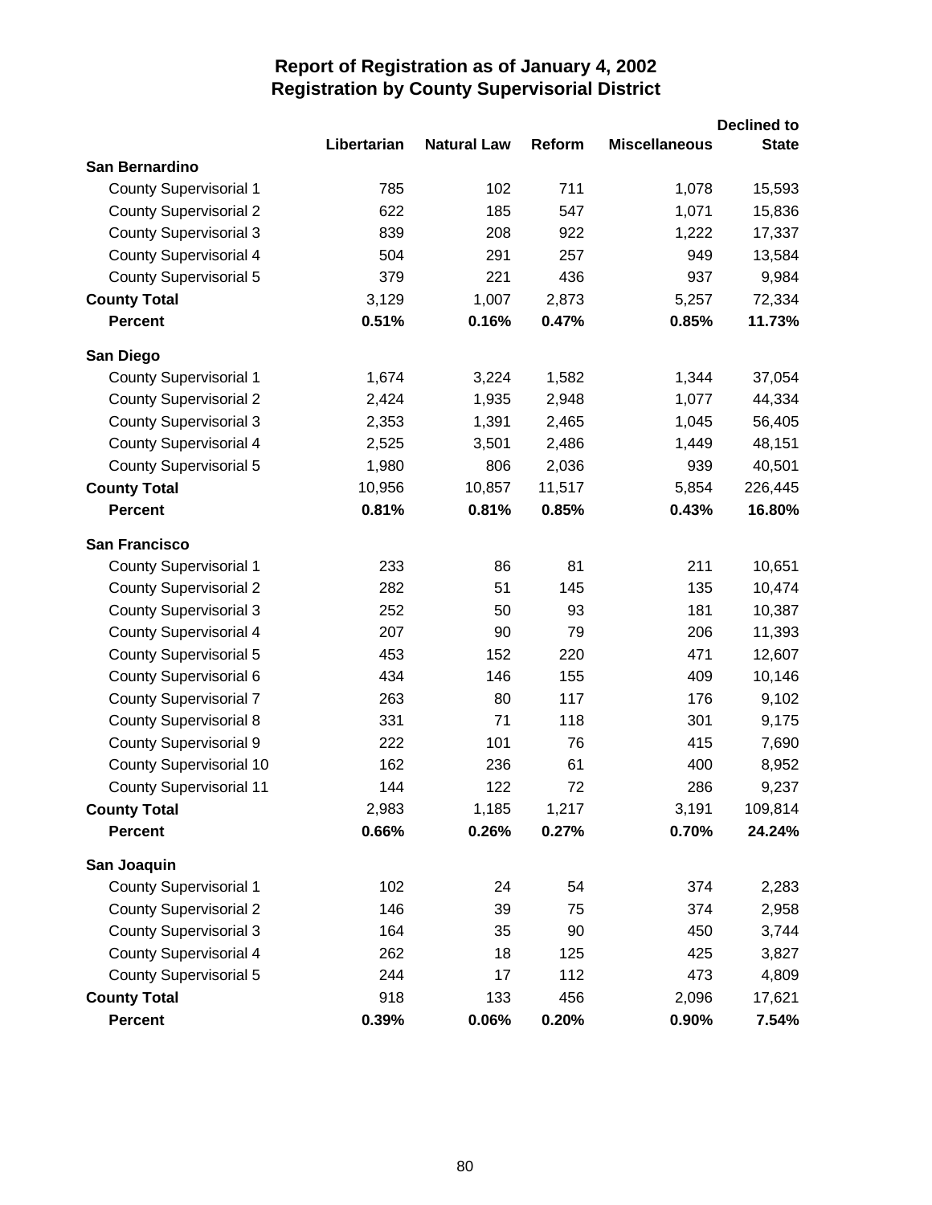# Report of Registration as of January 4, 2002
## Registration by County Supervisorial District

| | Libertarian | Natural Law | Reform | Miscellaneous | Declined to State |
|---|---|---|---|---|---|
| **San Bernardino** | | | | | |
| County Supervisorial 1 | 785 | 102 | 711 | 1,078 | 15,593 |
| County Supervisorial 2 | 622 | 185 | 547 | 1,071 | 15,836 |
| County Supervisorial 3 | 839 | 208 | 922 | 1,222 | 17,337 |
| County Supervisorial 4 | 504 | 291 | 257 | 949 | 13,584 |
| County Supervisorial 5 | 379 | 221 | 436 | 937 | 9,984 |
| **County Total** | 3,129 | 1,007 | 2,873 | 5,257 | 72,334 |
| **Percent** | **0.51%** | **0.16%** | **0.47%** | **0.85%** | **11.73%** |
| **San Diego** | | | | | |
| County Supervisorial 1 | 1,674 | 3,224 | 1,582 | 1,344 | 37,054 |
| County Supervisorial 2 | 2,424 | 1,935 | 2,948 | 1,077 | 44,334 |
| County Supervisorial 3 | 2,353 | 1,391 | 2,465 | 1,045 | 56,405 |
| County Supervisorial 4 | 2,525 | 3,501 | 2,486 | 1,449 | 48,151 |
| County Supervisorial 5 | 1,980 | 806 | 2,036 | 939 | 40,501 |
| **County Total** | 10,956 | 10,857 | 11,517 | 5,854 | 226,445 |
| **Percent** | **0.81%** | **0.81%** | **0.85%** | **0.43%** | **16.80%** |
| **San Francisco** | | | | | |
| County Supervisorial 1 | 233 | 86 | 81 | 211 | 10,651 |
| County Supervisorial 2 | 282 | 51 | 145 | 135 | 10,474 |
| County Supervisorial 3 | 252 | 50 | 93 | 181 | 10,387 |
| County Supervisorial 4 | 207 | 90 | 79 | 206 | 11,393 |
| County Supervisorial 5 | 453 | 152 | 220 | 471 | 12,607 |
| County Supervisorial 6 | 434 | 146 | 155 | 409 | 10,146 |
| County Supervisorial 7 | 263 | 80 | 117 | 176 | 9,102 |
| County Supervisorial 8 | 331 | 71 | 118 | 301 | 9,175 |
| County Supervisorial 9 | 222 | 101 | 76 | 415 | 7,690 |
| County Supervisorial 10 | 162 | 236 | 61 | 400 | 8,952 |
| County Supervisorial 11 | 144 | 122 | 72 | 286 | 9,237 |
| **County Total** | 2,983 | 1,185 | 1,217 | 3,191 | 109,814 |
| **Percent** | **0.66%** | **0.26%** | **0.27%** | **0.70%** | **24.24%** |
| **San Joaquin** | | | | | |
| County Supervisorial 1 | 102 | 24 | 54 | 374 | 2,283 |
| County Supervisorial 2 | 146 | 39 | 75 | 374 | 2,958 |
| County Supervisorial 3 | 164 | 35 | 90 | 450 | 3,744 |
| County Supervisorial 4 | 262 | 18 | 125 | 425 | 3,827 |
| County Supervisorial 5 | 244 | 17 | 112 | 473 | 4,809 |
| **County Total** | 918 | 133 | 456 | 2,096 | 17,621 |
| **Percent** | **0.39%** | **0.06%** | **0.20%** | **0.90%** | **7.54%** |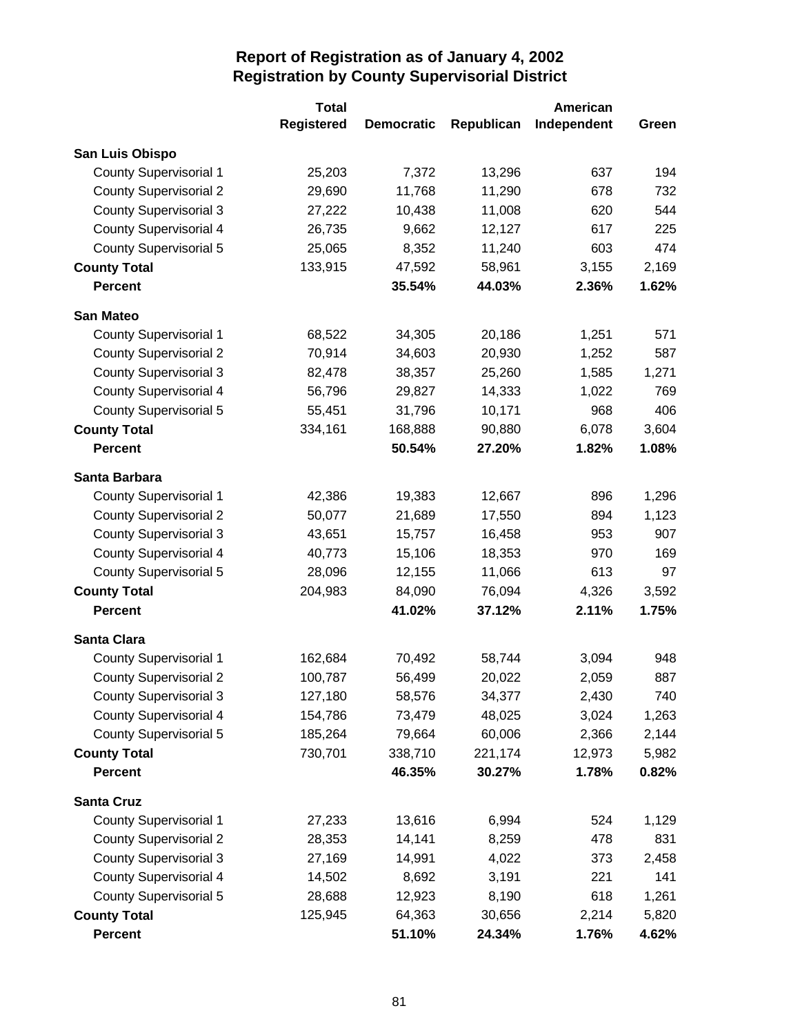# Report of Registration as of January 4, 2002
## Registration by County Supervisorial District

| | Total Registered | Democratic | Republican | American Independent | Green |
|---|---|---|---|---|---|
| **San Luis Obispo** | | | | | |
| County Supervisorial 1 | 25,203 | 7,372 | 13,296 | 637 | 194 |
| County Supervisorial 2 | 29,690 | 11,768 | 11,290 | 678 | 732 |
| County Supervisorial 3 | 27,222 | 10,438 | 11,008 | 620 | 544 |
| County Supervisorial 4 | 26,735 | 9,662 | 12,127 | 617 | 225 |
| County Supervisorial 5 | 25,065 | 8,352 | 11,240 | 603 | 474 |
| **County Total** | 133,915 | 47,592 | 58,961 | 3,155 | 2,169 |
| **Percent** | | **35.54%** | **44.03%** | **2.36%** | **1.62%** |
| **San Mateo** | | | | | |
| County Supervisorial 1 | 68,522 | 34,305 | 20,186 | 1,251 | 571 |
| County Supervisorial 2 | 70,914 | 34,603 | 20,930 | 1,252 | 587 |
| County Supervisorial 3 | 82,478 | 38,357 | 25,260 | 1,585 | 1,271 |
| County Supervisorial 4 | 56,796 | 29,827 | 14,333 | 1,022 | 769 |
| County Supervisorial 5 | 55,451 | 31,796 | 10,171 | 968 | 406 |
| **County Total** | 334,161 | 168,888 | 90,880 | 6,078 | 3,604 |
| **Percent** | | **50.54%** | **27.20%** | **1.82%** | **1.08%** |
| **Santa Barbara** | | | | | |
| County Supervisorial 1 | 42,386 | 19,383 | 12,667 | 896 | 1,296 |
| County Supervisorial 2 | 50,077 | 21,689 | 17,550 | 894 | 1,123 |
| County Supervisorial 3 | 43,651 | 15,757 | 16,458 | 953 | 907 |
| County Supervisorial 4 | 40,773 | 15,106 | 18,353 | 970 | 169 |
| County Supervisorial 5 | 28,096 | 12,155 | 11,066 | 613 | 97 |
| **County Total** | 204,983 | 84,090 | 76,094 | 4,326 | 3,592 |
| **Percent** | | **41.02%** | **37.12%** | **2.11%** | **1.75%** |
| **Santa Clara** | | | | | |
| County Supervisorial 1 | 162,684 | 70,492 | 58,744 | 3,094 | 948 |
| County Supervisorial 2 | 100,787 | 56,499 | 20,022 | 2,059 | 887 |
| County Supervisorial 3 | 127,180 | 58,576 | 34,377 | 2,430 | 740 |
| County Supervisorial 4 | 154,786 | 73,479 | 48,025 | 3,024 | 1,263 |
| County Supervisorial 5 | 185,264 | 79,664 | 60,006 | 2,366 | 2,144 |
| **County Total** | 730,701 | 338,710 | 221,174 | 12,973 | 5,982 |
| **Percent** | | **46.35%** | **30.27%** | **1.78%** | **0.82%** |
| **Santa Cruz** | | | | | |
| County Supervisorial 1 | 27,233 | 13,616 | 6,994 | 524 | 1,129 |
| County Supervisorial 2 | 28,353 | 14,141 | 8,259 | 478 | 831 |
| County Supervisorial 3 | 27,169 | 14,991 | 4,022 | 373 | 2,458 |
| County Supervisorial 4 | 14,502 | 8,692 | 3,191 | 221 | 141 |
| County Supervisorial 5 | 28,688 | 12,923 | 8,190 | 618 | 1,261 |
| **County Total** | 125,945 | 64,363 | 30,656 | 2,214 | 5,820 |
| **Percent** | | **51.10%** | **24.34%** | **1.76%** | **4.62%** |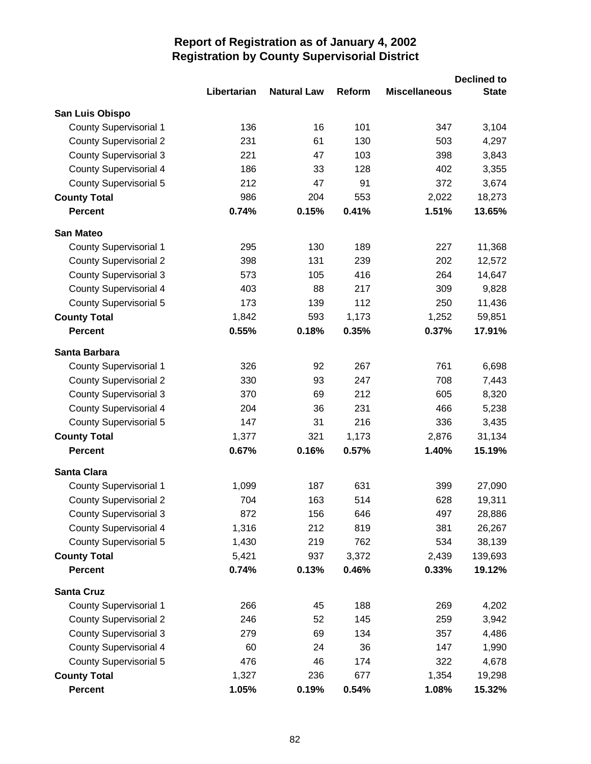# Report of Registration as of January 4, 2002
## Registration by County Supervisorial District

| | Libertarian | Natural Law | Reform | Miscellaneous | Declined to State |
|---|---|---|---|---|---|
| **San Luis Obispo** | | | | | |
| County Supervisorial 1 | 136 | 16 | 101 | 347 | 3,104 |
| County Supervisorial 2 | 231 | 61 | 130 | 503 | 4,297 |
| County Supervisorial 3 | 221 | 47 | 103 | 398 | 3,843 |
| County Supervisorial 4 | 186 | 33 | 128 | 402 | 3,355 |
| County Supervisorial 5 | 212 | 47 | 91 | 372 | 3,674 |
| **County Total** | 986 | 204 | 553 | 2,022 | 18,273 |
| **Percent** | **0.74%** | **0.15%** | **0.41%** | **1.51%** | **13.65%** |
| **San Mateo** | | | | | |
| County Supervisorial 1 | 295 | 130 | 189 | 227 | 11,368 |
| County Supervisorial 2 | 398 | 131 | 239 | 202 | 12,572 |
| County Supervisorial 3 | 573 | 105 | 416 | 264 | 14,647 |
| County Supervisorial 4 | 403 | 88 | 217 | 309 | 9,828 |
| County Supervisorial 5 | 173 | 139 | 112 | 250 | 11,436 |
| **County Total** | 1,842 | 593 | 1,173 | 1,252 | 59,851 |
| **Percent** | **0.55%** | **0.18%** | **0.35%** | **0.37%** | **17.91%** |
| **Santa Barbara** | | | | | |
| County Supervisorial 1 | 326 | 92 | 267 | 761 | 6,698 |
| County Supervisorial 2 | 330 | 93 | 247 | 708 | 7,443 |
| County Supervisorial 3 | 370 | 69 | 212 | 605 | 8,320 |
| County Supervisorial 4 | 204 | 36 | 231 | 466 | 5,238 |
| County Supervisorial 5 | 147 | 31 | 216 | 336 | 3,435 |
| **County Total** | 1,377 | 321 | 1,173 | 2,876 | 31,134 |
| **Percent** | **0.67%** | **0.16%** | **0.57%** | **1.40%** | **15.19%** |
| **Santa Clara** | | | | | |
| County Supervisorial 1 | 1,099 | 187 | 631 | 399 | 27,090 |
| County Supervisorial 2 | 704 | 163 | 514 | 628 | 19,311 |
| County Supervisorial 3 | 872 | 156 | 646 | 497 | 28,886 |
| County Supervisorial 4 | 1,316 | 212 | 819 | 381 | 26,267 |
| County Supervisorial 5 | 1,430 | 219 | 762 | 534 | 38,139 |
| **County Total** | 5,421 | 937 | 3,372 | 2,439 | 139,693 |
| **Percent** | **0.74%** | **0.13%** | **0.46%** | **0.33%** | **19.12%** |
| **Santa Cruz** | | | | | |
| County Supervisorial 1 | 266 | 45 | 188 | 269 | 4,202 |
| County Supervisorial 2 | 246 | 52 | 145 | 259 | 3,942 |
| County Supervisorial 3 | 279 | 69 | 134 | 357 | 4,486 |
| County Supervisorial 4 | 60 | 24 | 36 | 147 | 1,990 |
| County Supervisorial 5 | 476 | 46 | 174 | 322 | 4,678 |
| **County Total** | 1,327 | 236 | 677 | 1,354 | 19,298 |
| **Percent** | **1.05%** | **0.19%** | **0.54%** | **1.08%** | **15.32%** |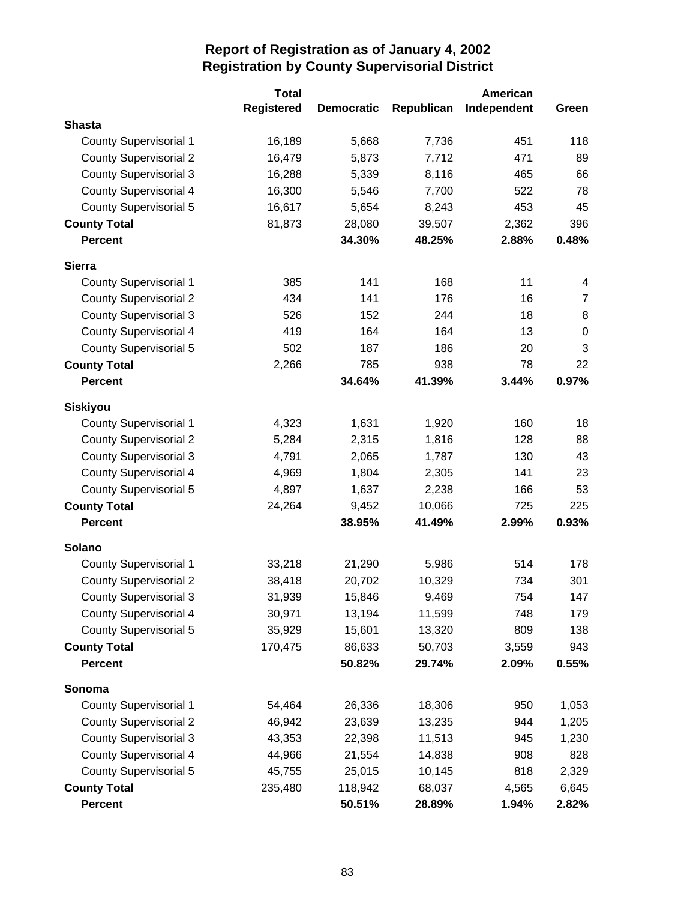# Report of Registration as of January 4, 2002
## Registration by County Supervisorial District

| | Total Registered | Democratic | Republican | American Independent | Green |
|---|---|---|---|---|---|
| **Shasta** | | | | | |
| County Supervisorial 1 | 16,189 | 5,668 | 7,736 | 451 | 118 |
| County Supervisorial 2 | 16,479 | 5,873 | 7,712 | 471 | 89 |
| County Supervisorial 3 | 16,288 | 5,339 | 8,116 | 465 | 66 |
| County Supervisorial 4 | 16,300 | 5,546 | 7,700 | 522 | 78 |
| County Supervisorial 5 | 16,617 | 5,654 | 8,243 | 453 | 45 |
| **County Total** | 81,873 | 28,080 | 39,507 | 2,362 | 396 |
| **Percent** | | **34.30%** | **48.25%** | **2.88%** | **0.48%** |
| **Sierra** | | | | | |
| County Supervisorial 1 | 385 | 141 | 168 | 11 | 4 |
| County Supervisorial 2 | 434 | 141 | 176 | 16 | 7 |
| County Supervisorial 3 | 526 | 152 | 244 | 18 | 8 |
| County Supervisorial 4 | 419 | 164 | 164 | 13 | 0 |
| County Supervisorial 5 | 502 | 187 | 186 | 20 | 3 |
| **County Total** | 2,266 | 785 | 938 | 78 | 22 |
| **Percent** | | **34.64%** | **41.39%** | **3.44%** | **0.97%** |
| **Siskiyou** | | | | | |
| County Supervisorial 1 | 4,323 | 1,631 | 1,920 | 160 | 18 |
| County Supervisorial 2 | 5,284 | 2,315 | 1,816 | 128 | 88 |
| County Supervisorial 3 | 4,791 | 2,065 | 1,787 | 130 | 43 |
| County Supervisorial 4 | 4,969 | 1,804 | 2,305 | 141 | 23 |
| County Supervisorial 5 | 4,897 | 1,637 | 2,238 | 166 | 53 |
| **County Total** | 24,264 | 9,452 | 10,066 | 725 | 225 |
| **Percent** | | **38.95%** | **41.49%** | **2.99%** | **0.93%** |
| **Solano** | | | | | |
| County Supervisorial 1 | 33,218 | 21,290 | 5,986 | 514 | 178 |
| County Supervisorial 2 | 38,418 | 20,702 | 10,329 | 734 | 301 |
| County Supervisorial 3 | 31,939 | 15,846 | 9,469 | 754 | 147 |
| County Supervisorial 4 | 30,971 | 13,194 | 11,599 | 748 | 179 |
| County Supervisorial 5 | 35,929 | 15,601 | 13,320 | 809 | 138 |
| **County Total** | 170,475 | 86,633 | 50,703 | 3,559 | 943 |
| **Percent** | | **50.82%** | **29.74%** | **2.09%** | **0.55%** |
| **Sonoma** | | | | | |
| County Supervisorial 1 | 54,464 | 26,336 | 18,306 | 950 | 1,053 |
| County Supervisorial 2 | 46,942 | 23,639 | 13,235 | 944 | 1,205 |
| County Supervisorial 3 | 43,353 | 22,398 | 11,513 | 945 | 1,230 |
| County Supervisorial 4 | 44,966 | 21,554 | 14,838 | 908 | 828 |
| County Supervisorial 5 | 45,755 | 25,015 | 10,145 | 818 | 2,329 |
| **County Total** | 235,480 | 118,942 | 68,037 | 4,565 | 6,645 |
| **Percent** | | **50.51%** | **28.89%** | **1.94%** | **2.82%** |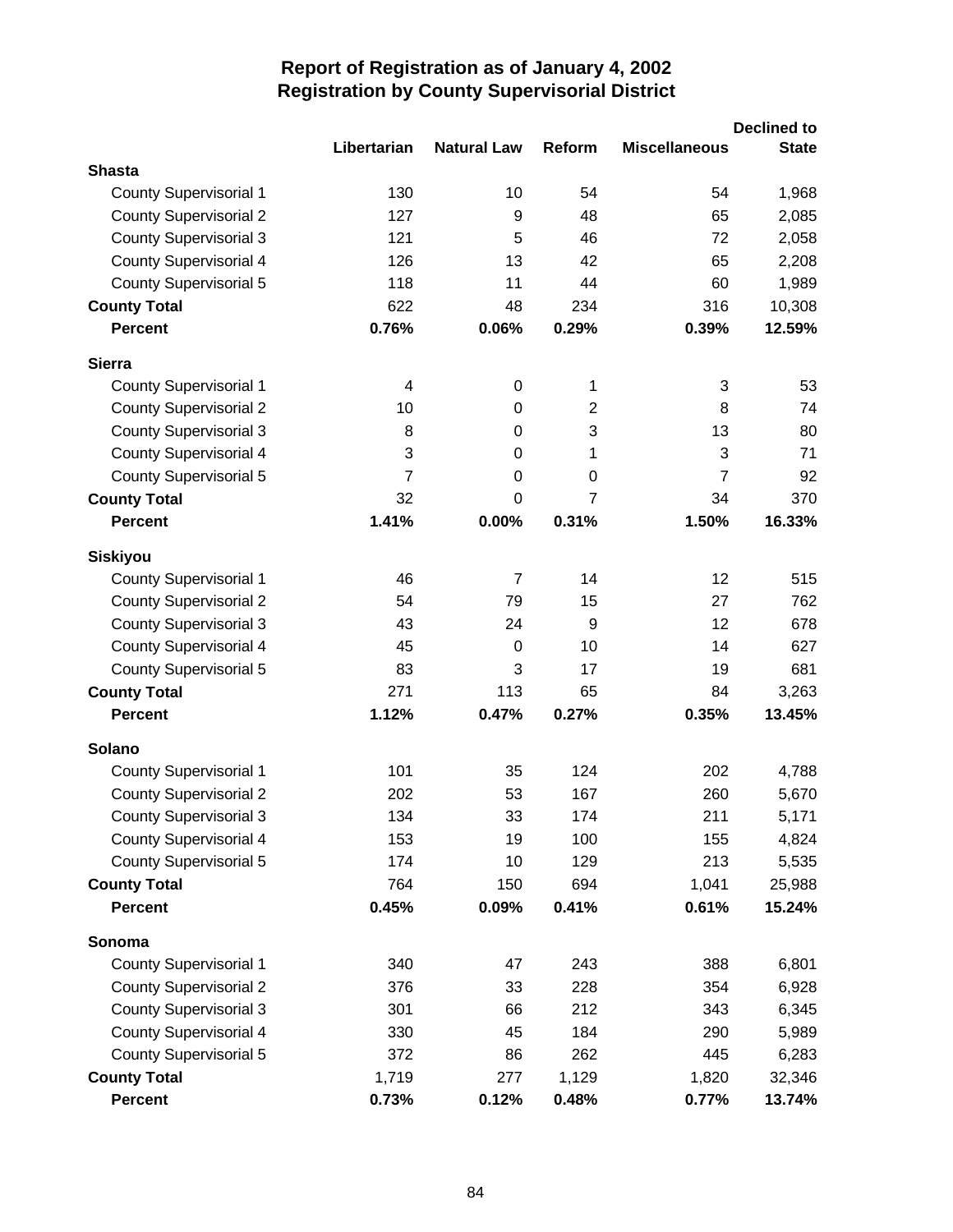# Report of Registration as of January 4, 2002
## Registration by County Supervisorial District

| | Libertarian | Natural Law | Reform | Miscellaneous | Declined to State |
|---|---|---|---|---|---|
| **Shasta** | | | | | |
| County Supervisorial 1 | 130 | 10 | 54 | 54 | 1,968 |
| County Supervisorial 2 | 127 | 9 | 48 | 65 | 2,085 |
| County Supervisorial 3 | 121 | 5 | 46 | 72 | 2,058 |
| County Supervisorial 4 | 126 | 13 | 42 | 65 | 2,208 |
| County Supervisorial 5 | 118 | 11 | 44 | 60 | 1,989 |
| **County Total** | 622 | 48 | 234 | 316 | 10,308 |
| **Percent** | **0.76%** | **0.06%** | **0.29%** | **0.39%** | **12.59%** |
| **Sierra** | | | | | |
| County Supervisorial 1 | 4 | 0 | 1 | 3 | 53 |
| County Supervisorial 2 | 10 | 0 | 2 | 8 | 74 |
| County Supervisorial 3 | 8 | 0 | 3 | 13 | 80 |
| County Supervisorial 4 | 3 | 0 | 1 | 3 | 71 |
| County Supervisorial 5 | 7 | 0 | 0 | 7 | 92 |
| **County Total** | 32 | 0 | 7 | 34 | 370 |
| **Percent** | **1.41%** | **0.00%** | **0.31%** | **1.50%** | **16.33%** |
| **Siskiyou** | | | | | |
| County Supervisorial 1 | 46 | 7 | 14 | 12 | 515 |
| County Supervisorial 2 | 54 | 79 | 15 | 27 | 762 |
| County Supervisorial 3 | 43 | 24 | 9 | 12 | 678 |
| County Supervisorial 4 | 45 | 0 | 10 | 14 | 627 |
| County Supervisorial 5 | 83 | 3 | 17 | 19 | 681 |
| **County Total** | 271 | 113 | 65 | 84 | 3,263 |
| **Percent** | **1.12%** | **0.47%** | **0.27%** | **0.35%** | **13.45%** |
| **Solano** | | | | | |
| County Supervisorial 1 | 101 | 35 | 124 | 202 | 4,788 |
| County Supervisorial 2 | 202 | 53 | 167 | 260 | 5,670 |
| County Supervisorial 3 | 134 | 33 | 174 | 211 | 5,171 |
| County Supervisorial 4 | 153 | 19 | 100 | 155 | 4,824 |
| County Supervisorial 5 | 174 | 10 | 129 | 213 | 5,535 |
| **County Total** | 764 | 150 | 694 | 1,041 | 25,988 |
| **Percent** | **0.45%** | **0.09%** | **0.41%** | **0.61%** | **15.24%** |
| **Sonoma** | | | | | |
| County Supervisorial 1 | 340 | 47 | 243 | 388 | 6,801 |
| County Supervisorial 2 | 376 | 33 | 228 | 354 | 6,928 |
| County Supervisorial 3 | 301 | 66 | 212 | 343 | 6,345 |
| County Supervisorial 4 | 330 | 45 | 184 | 290 | 5,989 |
| County Supervisorial 5 | 372 | 86 | 262 | 445 | 6,283 |
| **County Total** | 1,719 | 277 | 1,129 | 1,820 | 32,346 |
| **Percent** | **0.73%** | **0.12%** | **0.48%** | **0.77%** | **13.74%** |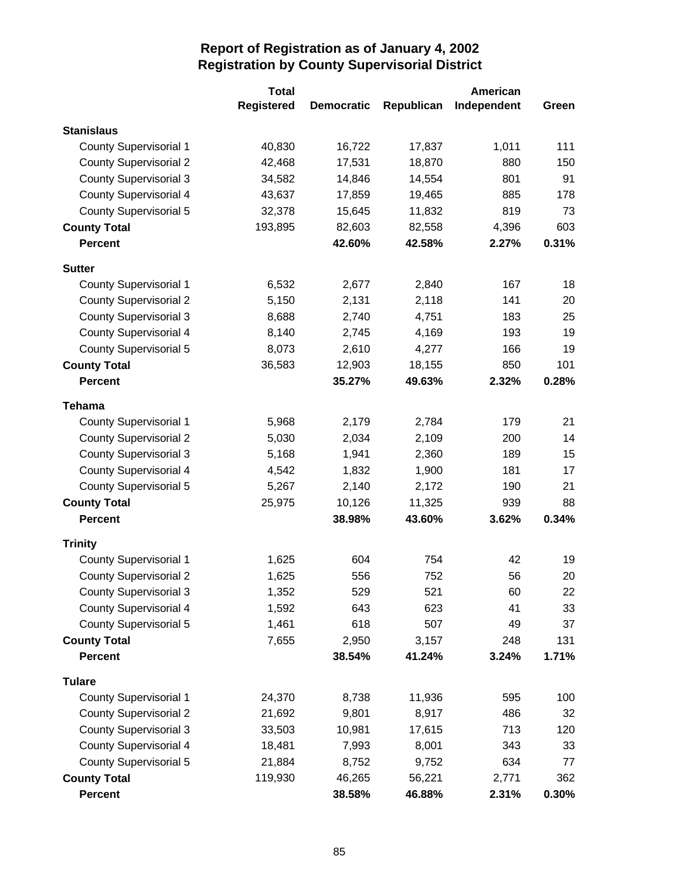# Report of Registration as of January 4, 2002
## Registration by County Supervisorial District

| | Total Registered | Democratic | Republican | American Independent | Green |
|---|---|---|---|---|---|
| **Stanislaus** | | | | | |
| County Supervisorial 1 | 40,830 | 16,722 | 17,837 | 1,011 | 111 |
| County Supervisorial 2 | 42,468 | 17,531 | 18,870 | 880 | 150 |
| County Supervisorial 3 | 34,582 | 14,846 | 14,554 | 801 | 91 |
| County Supervisorial 4 | 43,637 | 17,859 | 19,465 | 885 | 178 |
| County Supervisorial 5 | 32,378 | 15,645 | 11,832 | 819 | 73 |
| **County Total** | 193,895 | 82,603 | 82,558 | 4,396 | 603 |
| **Percent** | | **42.60%** | **42.58%** | **2.27%** | **0.31%** |
| **Sutter** | | | | | |
| County Supervisorial 1 | 6,532 | 2,677 | 2,840 | 167 | 18 |
| County Supervisorial 2 | 5,150 | 2,131 | 2,118 | 141 | 20 |
| County Supervisorial 3 | 8,688 | 2,740 | 4,751 | 183 | 25 |
| County Supervisorial 4 | 8,140 | 2,745 | 4,169 | 193 | 19 |
| County Supervisorial 5 | 8,073 | 2,610 | 4,277 | 166 | 19 |
| **County Total** | 36,583 | 12,903 | 18,155 | 850 | 101 |
| **Percent** | | **35.27%** | **49.63%** | **2.32%** | **0.28%** |
| **Tehama** | | | | | |
| County Supervisorial 1 | 5,968 | 2,179 | 2,784 | 179 | 21 |
| County Supervisorial 2 | 5,030 | 2,034 | 2,109 | 200 | 14 |
| County Supervisorial 3 | 5,168 | 1,941 | 2,360 | 189 | 15 |
| County Supervisorial 4 | 4,542 | 1,832 | 1,900 | 181 | 17 |
| County Supervisorial 5 | 5,267 | 2,140 | 2,172 | 190 | 21 |
| **County Total** | 25,975 | 10,126 | 11,325 | 939 | 88 |
| **Percent** | | **38.98%** | **43.60%** | **3.62%** | **0.34%** |
| **Trinity** | | | | | |
| County Supervisorial 1 | 1,625 | 604 | 754 | 42 | 19 |
| County Supervisorial 2 | 1,625 | 556 | 752 | 56 | 20 |
| County Supervisorial 3 | 1,352 | 529 | 521 | 60 | 22 |
| County Supervisorial 4 | 1,592 | 643 | 623 | 41 | 33 |
| County Supervisorial 5 | 1,461 | 618 | 507 | 49 | 37 |
| **County Total** | 7,655 | 2,950 | 3,157 | 248 | 131 |
| **Percent** | | **38.54%** | **41.24%** | **3.24%** | **1.71%** |
| **Tulare** | | | | | |
| County Supervisorial 1 | 24,370 | 8,738 | 11,936 | 595 | 100 |
| County Supervisorial 2 | 21,692 | 9,801 | 8,917 | 486 | 32 |
| County Supervisorial 3 | 33,503 | 10,981 | 17,615 | 713 | 120 |
| County Supervisorial 4 | 18,481 | 7,993 | 8,001 | 343 | 33 |
| County Supervisorial 5 | 21,884 | 8,752 | 9,752 | 634 | 77 |
| **County Total** | 119,930 | 46,265 | 56,221 | 2,771 | 362 |
| **Percent** | | **38.58%** | **46.88%** | **2.31%** | **0.30%** |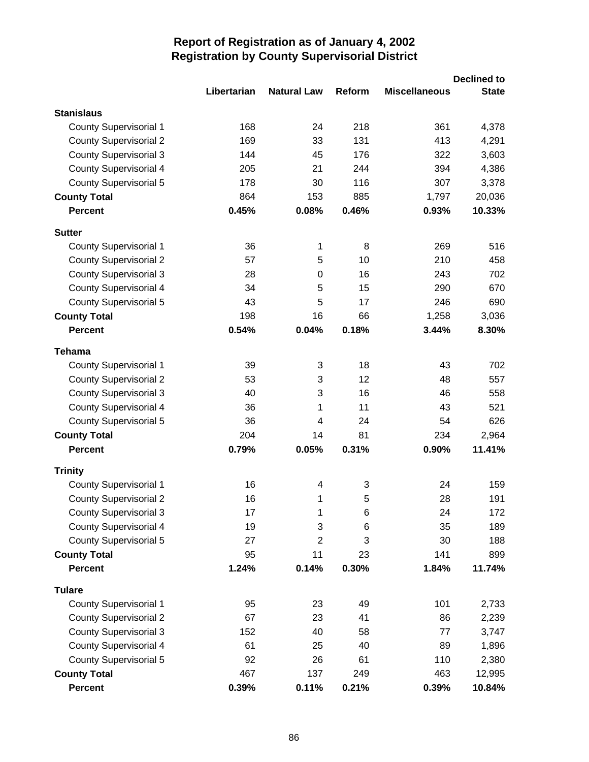# Report of Registration as of January 4, 2002
## Registration by County Supervisorial District

| | Libertarian | Natural Law | Reform | Miscellaneous | Declined to State |
|---|---|---|---|---|---|
| **Stanislaus** | | | | | |
| County Supervisorial 1 | 168 | 24 | 218 | 361 | 4,378 |
| County Supervisorial 2 | 169 | 33 | 131 | 413 | 4,291 |
| County Supervisorial 3 | 144 | 45 | 176 | 322 | 3,603 |
| County Supervisorial 4 | 205 | 21 | 244 | 394 | 4,386 |
| County Supervisorial 5 | 178 | 30 | 116 | 307 | 3,378 |
| **County Total** | 864 | 153 | 885 | 1,797 | 20,036 |
| **Percent** | **0.45%** | **0.08%** | **0.46%** | **0.93%** | **10.33%** |
| **Sutter** | | | | | |
| County Supervisorial 1 | 36 | 1 | 8 | 269 | 516 |
| County Supervisorial 2 | 57 | 5 | 10 | 210 | 458 |
| County Supervisorial 3 | 28 | 0 | 16 | 243 | 702 |
| County Supervisorial 4 | 34 | 5 | 15 | 290 | 670 |
| County Supervisorial 5 | 43 | 5 | 17 | 246 | 690 |
| **County Total** | 198 | 16 | 66 | 1,258 | 3,036 |
| **Percent** | **0.54%** | **0.04%** | **0.18%** | **3.44%** | **8.30%** |
| **Tehama** | | | | | |
| County Supervisorial 1 | 39 | 3 | 18 | 43 | 702 |
| County Supervisorial 2 | 53 | 3 | 12 | 48 | 557 |
| County Supervisorial 3 | 40 | 3 | 16 | 46 | 558 |
| County Supervisorial 4 | 36 | 1 | 11 | 43 | 521 |
| County Supervisorial 5 | 36 | 4 | 24 | 54 | 626 |
| **County Total** | 204 | 14 | 81 | 234 | 2,964 |
| **Percent** | **0.79%** | **0.05%** | **0.31%** | **0.90%** | **11.41%** |
| **Trinity** | | | | | |
| County Supervisorial 1 | 16 | 4 | 3 | 24 | 159 |
| County Supervisorial 2 | 16 | 1 | 5 | 28 | 191 |
| County Supervisorial 3 | 17 | 1 | 6 | 24 | 172 |
| County Supervisorial 4 | 19 | 3 | 6 | 35 | 189 |
| County Supervisorial 5 | 27 | 2 | 3 | 30 | 188 |
| **County Total** | 95 | 11 | 23 | 141 | 899 |
| **Percent** | **1.24%** | **0.14%** | **0.30%** | **1.84%** | **11.74%** |
| **Tulare** | | | | | |
| County Supervisorial 1 | 95 | 23 | 49 | 101 | 2,733 |
| County Supervisorial 2 | 67 | 23 | 41 | 86 | 2,239 |
| County Supervisorial 3 | 152 | 40 | 58 | 77 | 3,747 |
| County Supervisorial 4 | 61 | 25 | 40 | 89 | 1,896 |
| County Supervisorial 5 | 92 | 26 | 61 | 110 | 2,380 |
| **County Total** | 467 | 137 | 249 | 463 | 12,995 |
| **Percent** | **0.39%** | **0.11%** | **0.21%** | **0.39%** | **10.84%** |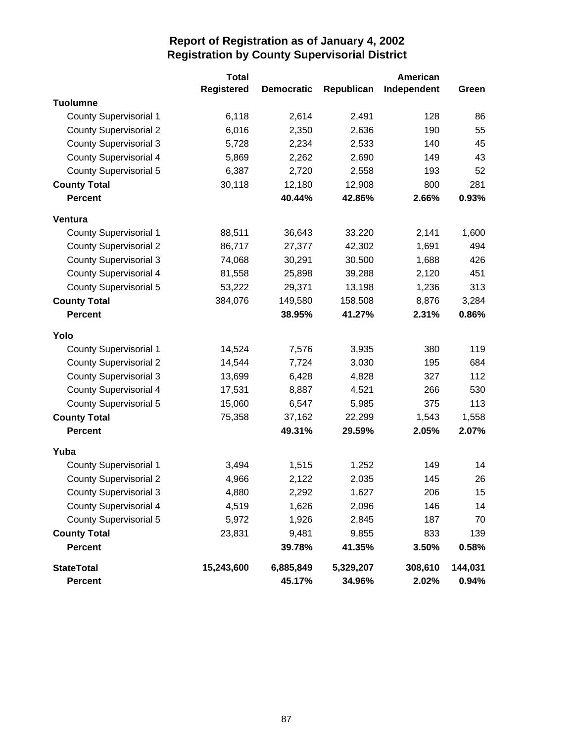# Report of Registration as of January 4, 2002
## Registration by County Supervisorial District

| | Total Registered | Democratic | Republican | American Independent | Green |
|---|---|---|---|---|---|
| **Tuolumne** | | | | | |
| County Supervisorial 1 | 6,118 | 2,614 | 2,491 | 128 | 86 |
| County Supervisorial 2 | 6,016 | 2,350 | 2,636 | 190 | 55 |
| County Supervisorial 3 | 5,728 | 2,234 | 2,533 | 140 | 45 |
| County Supervisorial 4 | 5,869 | 2,262 | 2,690 | 149 | 43 |
| County Supervisorial 5 | 6,387 | 2,720 | 2,558 | 193 | 52 |
| **County Total** | 30,118 | 12,180 | 12,908 | 800 | 281 |
| **Percent** | | **40.44%** | **42.86%** | **2.66%** | **0.93%** |
| **Ventura** | | | | | |
| County Supervisorial 1 | 88,511 | 36,643 | 33,220 | 2,141 | 1,600 |
| County Supervisorial 2 | 86,717 | 27,377 | 42,302 | 1,691 | 494 |
| County Supervisorial 3 | 74,068 | 30,291 | 30,500 | 1,688 | 426 |
| County Supervisorial 4 | 81,558 | 25,898 | 39,288 | 2,120 | 451 |
| County Supervisorial 5 | 53,222 | 29,371 | 13,198 | 1,236 | 313 |
| **County Total** | 384,076 | 149,580 | 158,508 | 8,876 | 3,284 |
| **Percent** | | **38.95%** | **41.27%** | **2.31%** | **0.86%** |
| **Yolo** | | | | | |
| County Supervisorial 1 | 14,524 | 7,576 | 3,935 | 380 | 119 |
| County Supervisorial 2 | 14,544 | 7,724 | 3,030 | 195 | 684 |
| County Supervisorial 3 | 13,699 | 6,428 | 4,828 | 327 | 112 |
| County Supervisorial 4 | 17,531 | 8,887 | 4,521 | 266 | 530 |
| County Supervisorial 5 | 15,060 | 6,547 | 5,985 | 375 | 113 |
| **County Total** | 75,358 | 37,162 | 22,299 | 1,543 | 1,558 |
| **Percent** | | **49.31%** | **29.59%** | **2.05%** | **2.07%** |
| **Yuba** | | | | | |
| County Supervisorial 1 | 3,494 | 1,515 | 1,252 | 149 | 14 |
| County Supervisorial 2 | 4,966 | 2,122 | 2,035 | 145 | 26 |
| County Supervisorial 3 | 4,880 | 2,292 | 1,627 | 206 | 15 |
| County Supervisorial 4 | 4,519 | 1,626 | 2,096 | 146 | 14 |
| County Supervisorial 5 | 5,972 | 1,926 | 2,845 | 187 | 70 |
| **County Total** | 23,831 | 9,481 | 9,855 | 833 | 139 |
| **Percent** | | **39.78%** | **41.35%** | **3.50%** | **0.58%** |
| **StateTotal** | **15,243,600** | **6,885,849** | **5,329,207** | **308,610** | **144,031** |
| **Percent** | | **45.17%** | **34.96%** | **2.02%** | **0.94%** |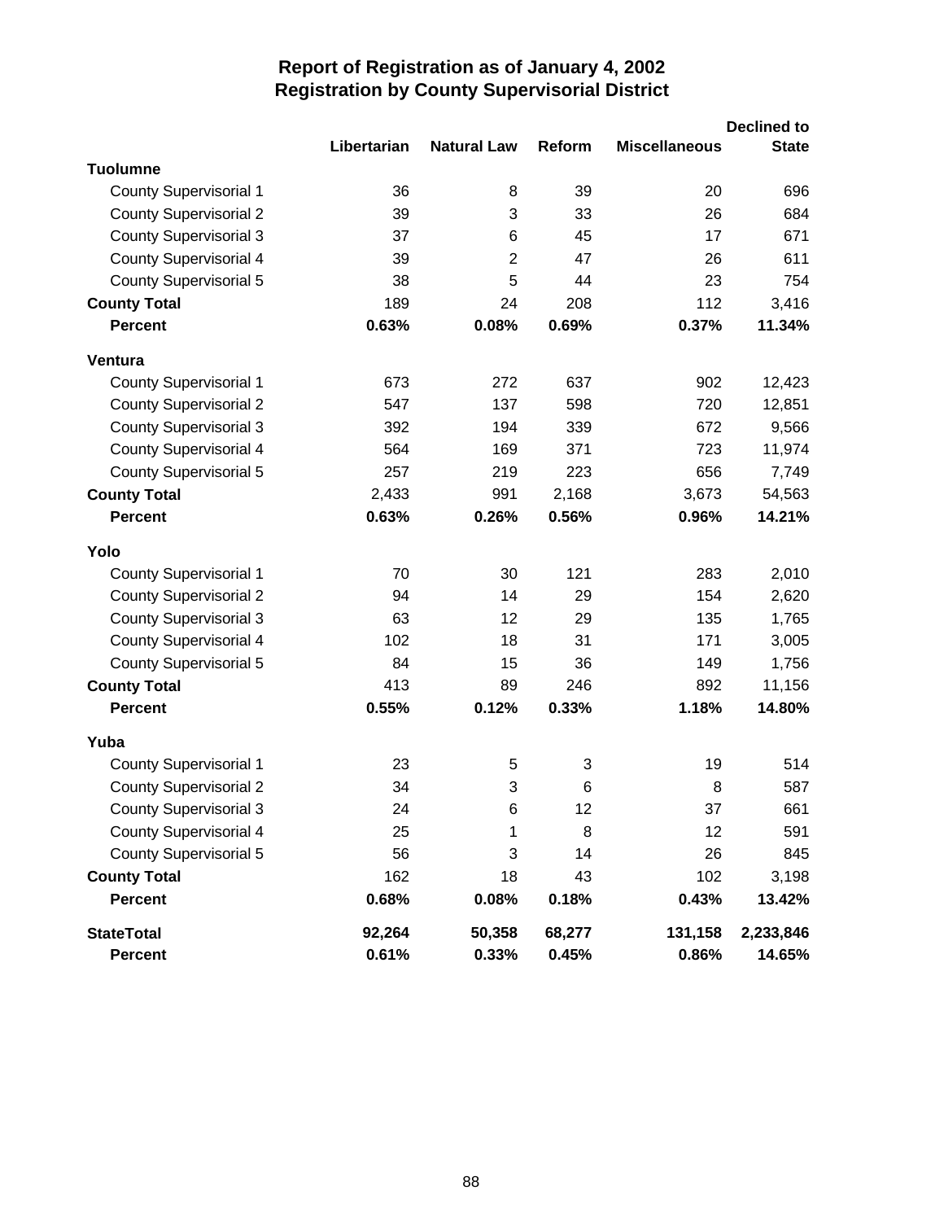# Report of Registration as of January 4, 2002
## Registration by County Supervisorial District

| | Libertarian | Natural Law | Reform | Miscellaneous | Declined to State |
|---|---|---|---|---|---|
| **Tuolumne** | | | | | |
| County Supervisorial 1 | 36 | 8 | 39 | 20 | 696 |
| County Supervisorial 2 | 39 | 3 | 33 | 26 | 684 |
| County Supervisorial 3 | 37 | 6 | 45 | 17 | 671 |
| County Supervisorial 4 | 39 | 2 | 47 | 26 | 611 |
| County Supervisorial 5 | 38 | 5 | 44 | 23 | 754 |
| **County Total** | 189 | 24 | 208 | 112 | 3,416 |
| **Percent** | **0.63%** | **0.08%** | **0.69%** | **0.37%** | **11.34%** |
| **Ventura** | | | | | |
| County Supervisorial 1 | 673 | 272 | 637 | 902 | 12,423 |
| County Supervisorial 2 | 547 | 137 | 598 | 720 | 12,851 |
| County Supervisorial 3 | 392 | 194 | 339 | 672 | 9,566 |
| County Supervisorial 4 | 564 | 169 | 371 | 723 | 11,974 |
| County Supervisorial 5 | 257 | 219 | 223 | 656 | 7,749 |
| **County Total** | 2,433 | 991 | 2,168 | 3,673 | 54,563 |
| **Percent** | **0.63%** | **0.26%** | **0.56%** | **0.96%** | **14.21%** |
| **Yolo** | | | | | |
| County Supervisorial 1 | 70 | 30 | 121 | 283 | 2,010 |
| County Supervisorial 2 | 94 | 14 | 29 | 154 | 2,620 |
| County Supervisorial 3 | 63 | 12 | 29 | 135 | 1,765 |
| County Supervisorial 4 | 102 | 18 | 31 | 171 | 3,005 |
| County Supervisorial 5 | 84 | 15 | 36 | 149 | 1,756 |
| **County Total** | 413 | 89 | 246 | 892 | 11,156 |
| **Percent** | **0.55%** | **0.12%** | **0.33%** | **1.18%** | **14.80%** |
| **Yuba** | | | | | |
| County Supervisorial 1 | 23 | 5 | 3 | 19 | 514 |
| County Supervisorial 2 | 34 | 3 | 6 | 8 | 587 |
| County Supervisorial 3 | 24 | 6 | 12 | 37 | 661 |
| County Supervisorial 4 | 25 | 1 | 8 | 12 | 591 |
| County Supervisorial 5 | 56 | 3 | 14 | 26 | 845 |
| **County Total** | 162 | 18 | 43 | 102 | 3,198 |
| **Percent** | **0.68%** | **0.08%** | **0.18%** | **0.43%** | **13.42%** |
| **StateTotal** | **92,264** | **50,358** | **68,277** | **131,158** | **2,233,846** |
| **Percent** | **0.61%** | **0.33%** | **0.45%** | **0.86%** | **14.65%** |